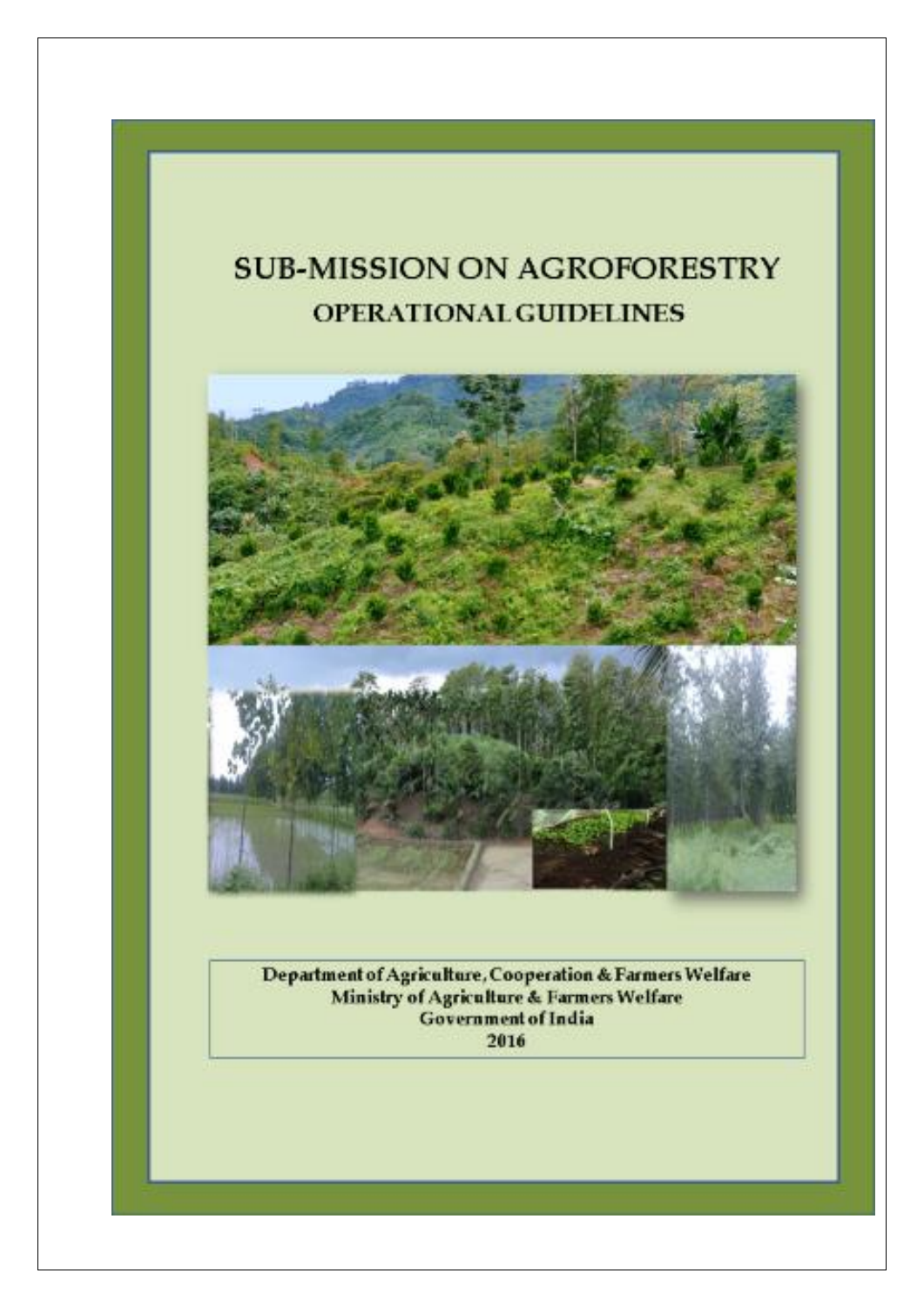# SUB-MISSION ON AGROFORESTRY

## OPERATIONAL GUIDELINES

**Department of Agriculture, Cooperation & Farmers Welfare**
**Ministry of Agriculture & Farmers Welfare**
**Government of India**
**2016**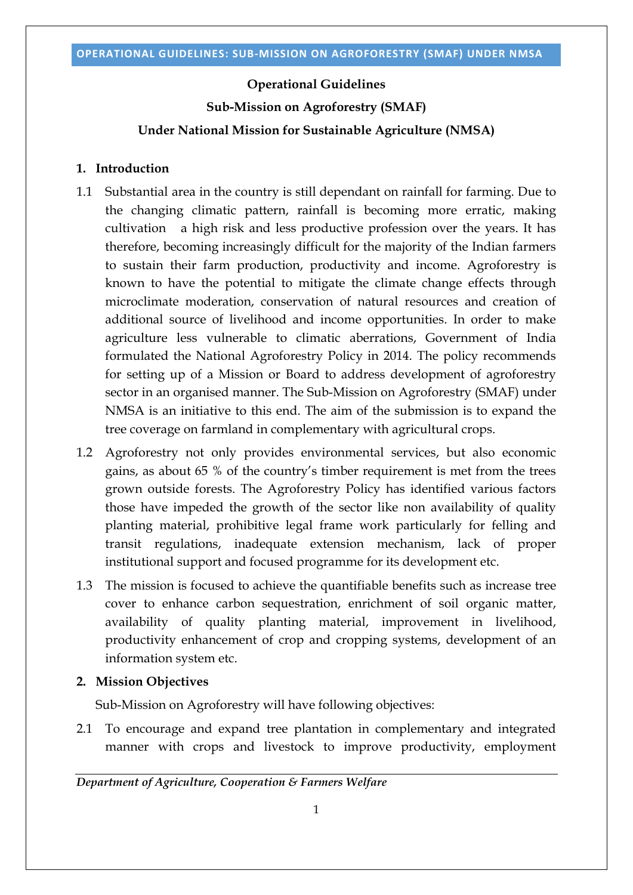**Operational Guidelines**

**Sub-Mission on Agroforestry (SMAF)**

**Under National Mission for Sustainable Agriculture (NMSA)**

## 1. Introduction

1.1 Substantial area in the country is still dependant on rainfall for farming. Due to the changing climatic pattern, rainfall is becoming more erratic, making cultivation a high risk and less productive profession over the years. It has therefore, becoming increasingly difficult for the majority of the Indian farmers to sustain their farm production, productivity and income. Agroforestry is known to have the potential to mitigate the climate change effects through microclimate moderation, conservation of natural resources and creation of additional source of livelihood and income opportunities. In order to make agriculture less vulnerable to climatic aberrations, Government of India formulated the National Agroforestry Policy in 2014. The policy recommends for setting up of a Mission or Board to address development of agroforestry sector in an organised manner. The Sub-Mission on Agroforestry (SMAF) under NMSA is an initiative to this end. The aim of the submission is to expand the tree coverage on farmland in complementary with agricultural crops.

1.2 Agroforestry not only provides environmental services, but also economic gains, as about 65 % of the country's timber requirement is met from the trees grown outside forests. The Agroforestry Policy has identified various factors those have impeded the growth of the sector like non availability of quality planting material, prohibitive legal frame work particularly for felling and transit regulations, inadequate extension mechanism, lack of proper institutional support and focused programme for its development etc.

1.3 The mission is focused to achieve the quantifiable benefits such as increase tree cover to enhance carbon sequestration, enrichment of soil organic matter, availability of quality planting material, improvement in livelihood, productivity enhancement of crop and cropping systems, development of an information system etc.

## 2. Mission Objectives

Sub-Mission on Agroforestry will have following objectives:

2.1 To encourage and expand tree plantation in complementary and integrated manner with crops and livestock to improve productivity, employment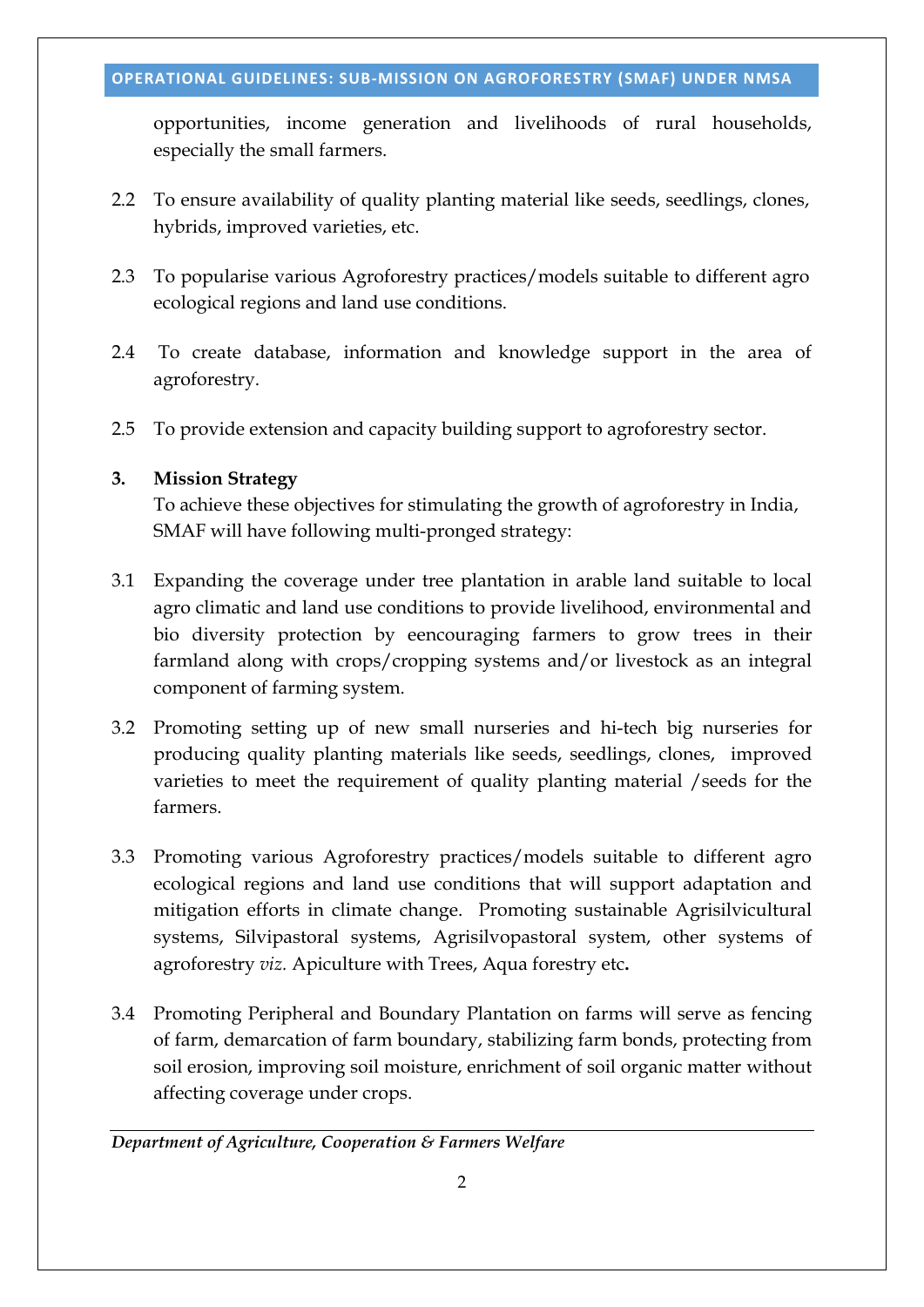opportunities, income generation and livelihoods of rural households, especially the small farmers.

2.2 To ensure availability of quality planting material like seeds, seedlings, clones, hybrids, improved varieties, etc.

2.3 To popularise various Agroforestry practices/models suitable to different agro ecological regions and land use conditions.

2.4 To create database, information and knowledge support in the area of agroforestry.

2.5 To provide extension and capacity building support to agroforestry sector.

**3. Mission Strategy**

To achieve these objectives for stimulating the growth of agroforestry in India, SMAF will have following multi-pronged strategy:

3.1 Expanding the coverage under tree plantation in arable land suitable to local agro climatic and land use conditions to provide livelihood, environmental and bio diversity protection by eencouraging farmers to grow trees in their farmland along with crops/cropping systems and/or livestock as an integral component of farming system.

3.2 Promoting setting up of new small nurseries and hi-tech big nurseries for producing quality planting materials like seeds, seedlings, clones, improved varieties to meet the requirement of quality planting material /seeds for the farmers.

3.3 Promoting various Agroforestry practices/models suitable to different agro ecological regions and land use conditions that will support adaptation and mitigation efforts in climate change. Promoting sustainable Agrisilvicultural systems, Silvipastoral systems, Agrisilvopastoral system, other systems of agroforestry *viz.* Apiculture with Trees, Aqua forestry etc**.**

3.4 Promoting Peripheral and Boundary Plantation on farms will serve as fencing of farm, demarcation of farm boundary, stabilizing farm bonds, protecting from soil erosion, improving soil moisture, enrichment of soil organic matter without affecting coverage under crops.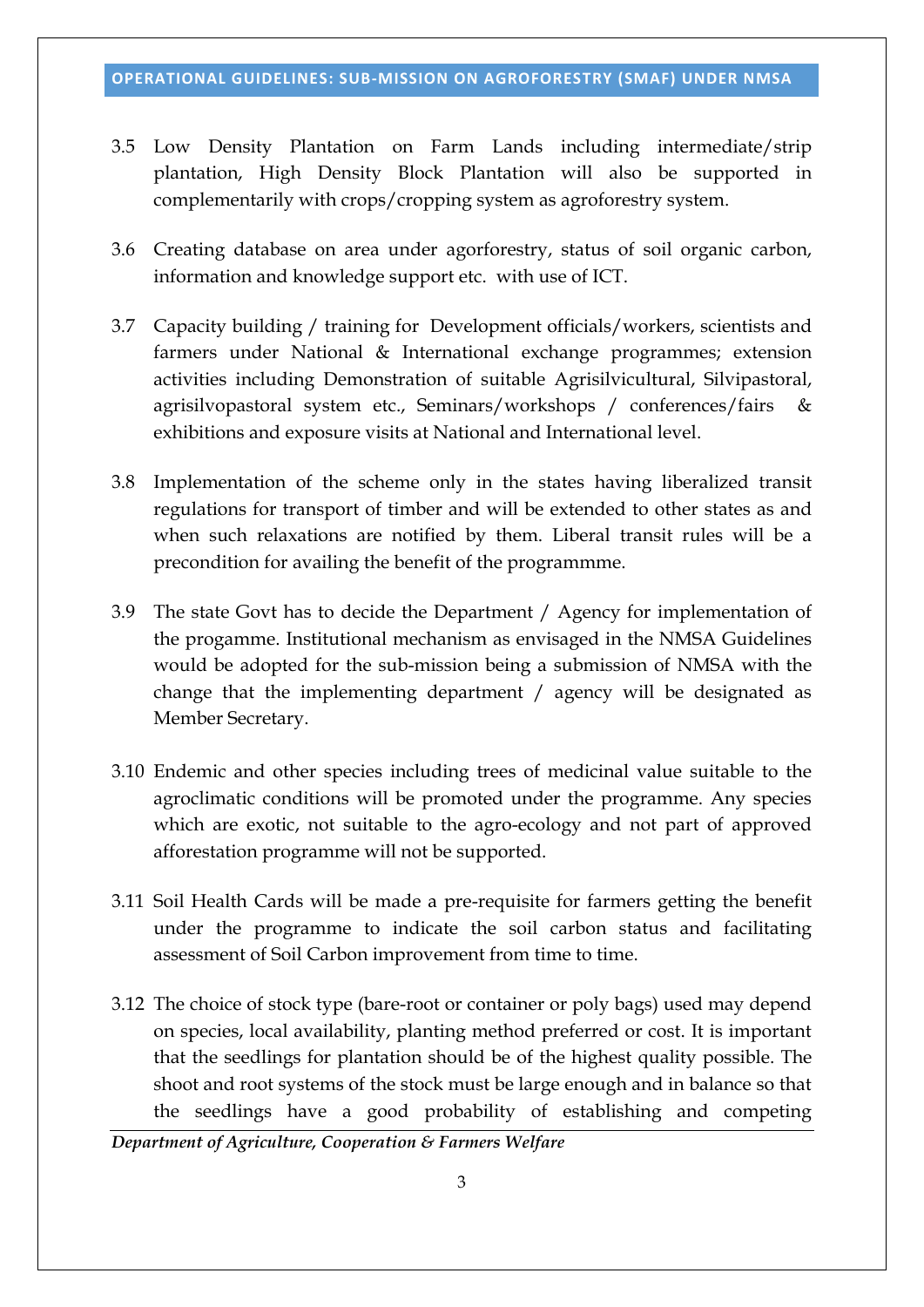3.5 Low Density Plantation on Farm Lands including intermediate/strip plantation, High Density Block Plantation will also be supported in complementarily with crops/cropping system as agroforestry system.

3.6 Creating database on area under agorforestry, status of soil organic carbon, information and knowledge support etc. with use of ICT.

3.7 Capacity building / training for Development officials/workers, scientists and farmers under National & International exchange programmes; extension activities including Demonstration of suitable Agrisilvicultural, Silvipastoral, agrisilvopastoral system etc., Seminars/workshops / conferences/fairs & exhibitions and exposure visits at National and International level.

3.8 Implementation of the scheme only in the states having liberalized transit regulations for transport of timber and will be extended to other states as and when such relaxations are notified by them. Liberal transit rules will be a precondition for availing the benefit of the programmme.

3.9 The state Govt has to decide the Department / Agency for implementation of the progamme. Institutional mechanism as envisaged in the NMSA Guidelines would be adopted for the sub-mission being a submission of NMSA with the change that the implementing department / agency will be designated as Member Secretary.

3.10 Endemic and other species including trees of medicinal value suitable to the agroclimatic conditions will be promoted under the programme. Any species which are exotic, not suitable to the agro-ecology and not part of approved afforestation programme will not be supported.

3.11 Soil Health Cards will be made a pre-requisite for farmers getting the benefit under the programme to indicate the soil carbon status and facilitating assessment of Soil Carbon improvement from time to time.

3.12 The choice of stock type (bare-root or container or poly bags) used may depend on species, local availability, planting method preferred or cost. It is important that the seedlings for plantation should be of the highest quality possible. The shoot and root systems of the stock must be large enough and in balance so that the seedlings have a good probability of establishing and competing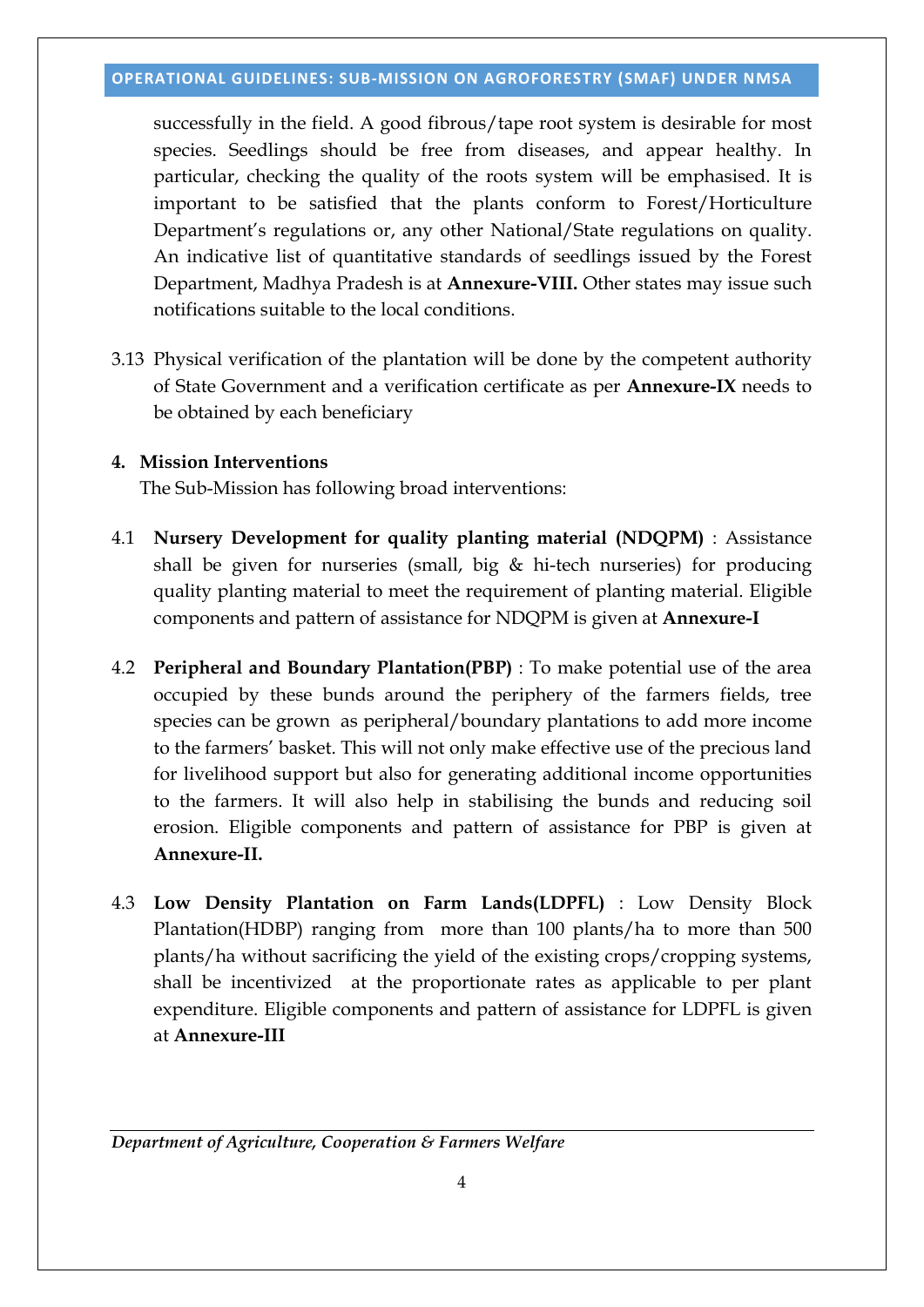successfully in the field. A good fibrous/tape root system is desirable for most species. Seedlings should be free from diseases, and appear healthy. In particular, checking the quality of the roots system will be emphasised. It is important to be satisfied that the plants conform to Forest/Horticulture Department's regulations or, any other National/State regulations on quality. An indicative list of quantitative standards of seedlings issued by the Forest Department, Madhya Pradesh is at **Annexure-VIII.** Other states may issue such notifications suitable to the local conditions.

3.13 Physical verification of the plantation will be done by the competent authority of State Government and a verification certificate as per **Annexure-IX** needs to be obtained by each beneficiary

## 4. Mission Interventions

The Sub-Mission has following broad interventions:

4.1 **Nursery Development for quality planting material (NDQPM)** : Assistance shall be given for nurseries (small, big & hi-tech nurseries) for producing quality planting material to meet the requirement of planting material. Eligible components and pattern of assistance for NDQPM is given at **Annexure-I**

4.2 **Peripheral and Boundary Plantation(PBP)** : To make potential use of the area occupied by these bunds around the periphery of the farmers fields, tree species can be grown as peripheral/boundary plantations to add more income to the farmers' basket. This will not only make effective use of the precious land for livelihood support but also for generating additional income opportunities to the farmers. It will also help in stabilising the bunds and reducing soil erosion. Eligible components and pattern of assistance for PBP is given at **Annexure-II.**

4.3 **Low Density Plantation on Farm Lands(LDPFL)** : Low Density Block Plantation(HDBP) ranging from more than 100 plants/ha to more than 500 plants/ha without sacrificing the yield of the existing crops/cropping systems, shall be incentivized at the proportionate rates as applicable to per plant expenditure. Eligible components and pattern of assistance for LDPFL is given at **Annexure-III**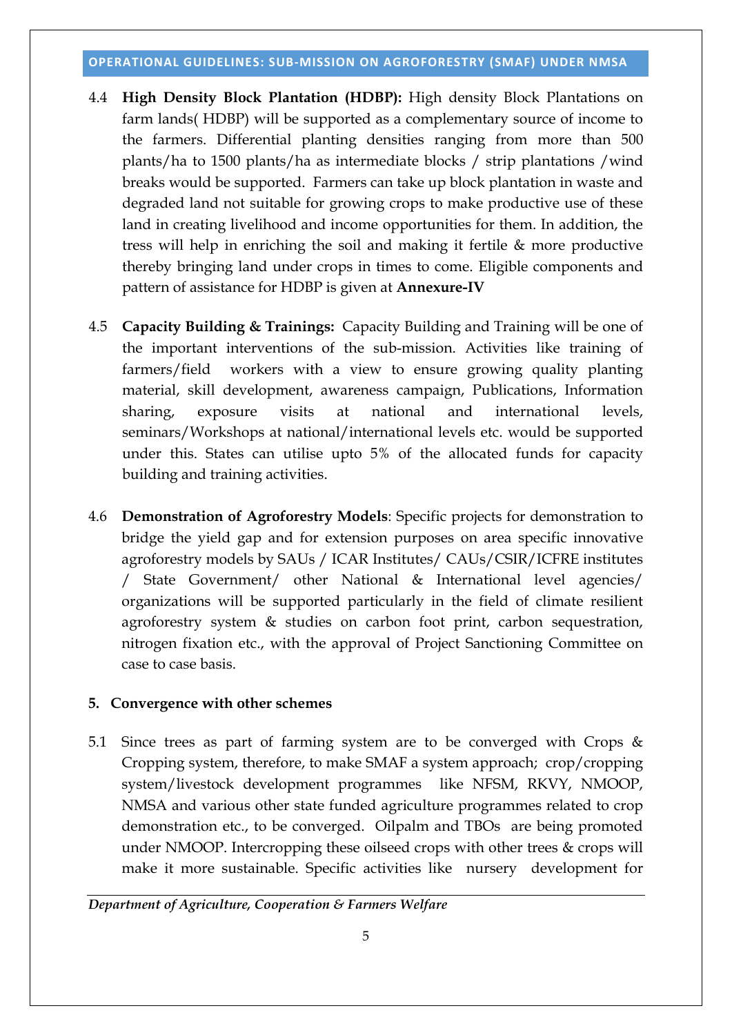4.4 **High Density Block Plantation (HDBP):** High density Block Plantations on farm lands( HDBP) will be supported as a complementary source of income to the farmers. Differential planting densities ranging from more than 500 plants/ha to 1500 plants/ha as intermediate blocks / strip plantations /wind breaks would be supported. Farmers can take up block plantation in waste and degraded land not suitable for growing crops to make productive use of these land in creating livelihood and income opportunities for them. In addition, the tress will help in enriching the soil and making it fertile & more productive thereby bringing land under crops in times to come. Eligible components and pattern of assistance for HDBP is given at **Annexure-IV**

4.5 **Capacity Building & Trainings:** Capacity Building and Training will be one of the important interventions of the sub-mission. Activities like training of farmers/field workers with a view to ensure growing quality planting material, skill development, awareness campaign, Publications, Information sharing, exposure visits at national and international levels, seminars/Workshops at national/international levels etc. would be supported under this. States can utilise upto 5% of the allocated funds for capacity building and training activities.

4.6 **Demonstration of Agroforestry Models**: Specific projects for demonstration to bridge the yield gap and for extension purposes on area specific innovative agroforestry models by SAUs / ICAR Institutes/ CAUs/CSIR/ICFRE institutes / State Government/ other National & International level agencies/ organizations will be supported particularly in the field of climate resilient agroforestry system & studies on carbon foot print, carbon sequestration, nitrogen fixation etc., with the approval of Project Sanctioning Committee on case to case basis.

## 5. Convergence with other schemes

5.1 Since trees as part of farming system are to be converged with Crops & Cropping system, therefore, to make SMAF a system approach; crop/cropping system/livestock development programmes like NFSM, RKVY, NMOOP, NMSA and various other state funded agriculture programmes related to crop demonstration etc., to be converged. Oilpalm and TBOs are being promoted under NMOOP. Intercropping these oilseed crops with other trees & crops will make it more sustainable. Specific activities like nursery development for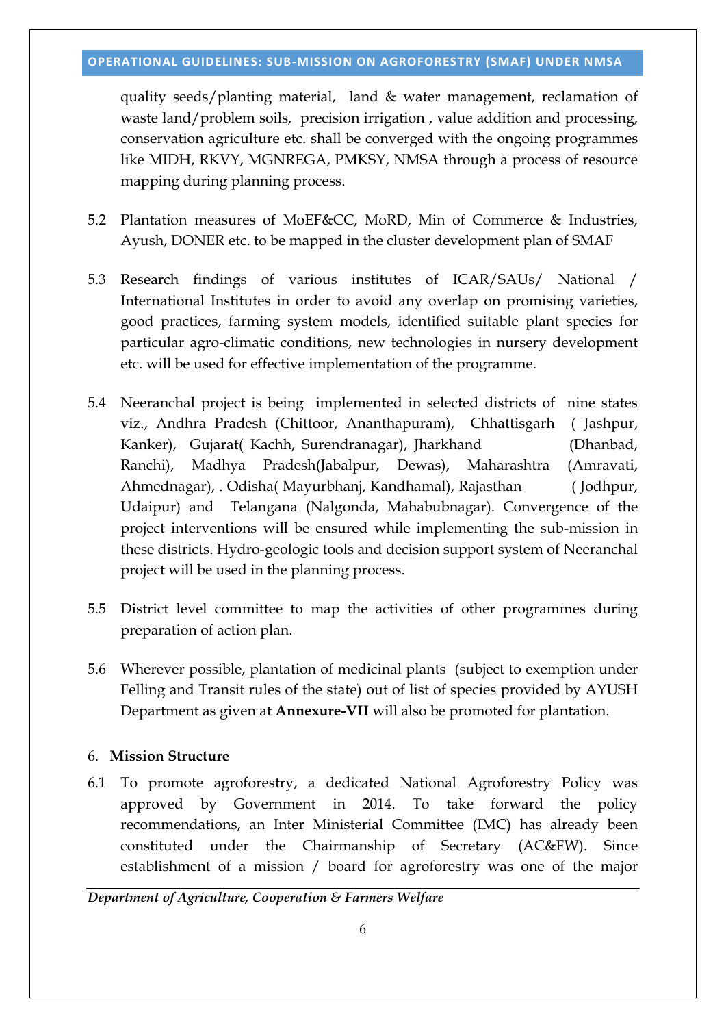quality seeds/planting material, land & water management, reclamation of waste land/problem soils, precision irrigation , value addition and processing, conservation agriculture etc. shall be converged with the ongoing programmes like MIDH, RKVY, MGNREGA, PMKSY, NMSA through a process of resource mapping during planning process.

5.2 Plantation measures of MoEF&CC, MoRD, Min of Commerce & Industries, Ayush, DONER etc. to be mapped in the cluster development plan of SMAF

5.3 Research findings of various institutes of ICAR/SAUs/ National / International Institutes in order to avoid any overlap on promising varieties, good practices, farming system models, identified suitable plant species for particular agro-climatic conditions, new technologies in nursery development etc. will be used for effective implementation of the programme.

5.4 Neeranchal project is being implemented in selected districts of nine states viz., Andhra Pradesh (Chittoor, Ananthapuram), Chhattisgarh ( Jashpur, Kanker), Gujarat( Kachh, Surendranagar), Jharkhand (Dhanbad, Ranchi), Madhya Pradesh(Jabalpur, Dewas), Maharashtra (Amravati, Ahmednagar), . Odisha( Mayurbhanj, Kandhamal), Rajasthan ( Jodhpur, Udaipur) and Telangana (Nalgonda, Mahabubnagar). Convergence of the project interventions will be ensured while implementing the sub-mission in these districts. Hydro-geologic tools and decision support system of Neeranchal project will be used in the planning process.

5.5 District level committee to map the activities of other programmes during preparation of action plan.

5.6 Wherever possible, plantation of medicinal plants (subject to exemption under Felling and Transit rules of the state) out of list of species provided by AYUSH Department as given at **Annexure-VII** will also be promoted for plantation.

## 6. Mission Structure

6.1 To promote agroforestry, a dedicated National Agroforestry Policy was approved by Government in 2014. To take forward the policy recommendations, an Inter Ministerial Committee (IMC) has already been constituted under the Chairmanship of Secretary (AC&FW). Since establishment of a mission / board for agroforestry was one of the major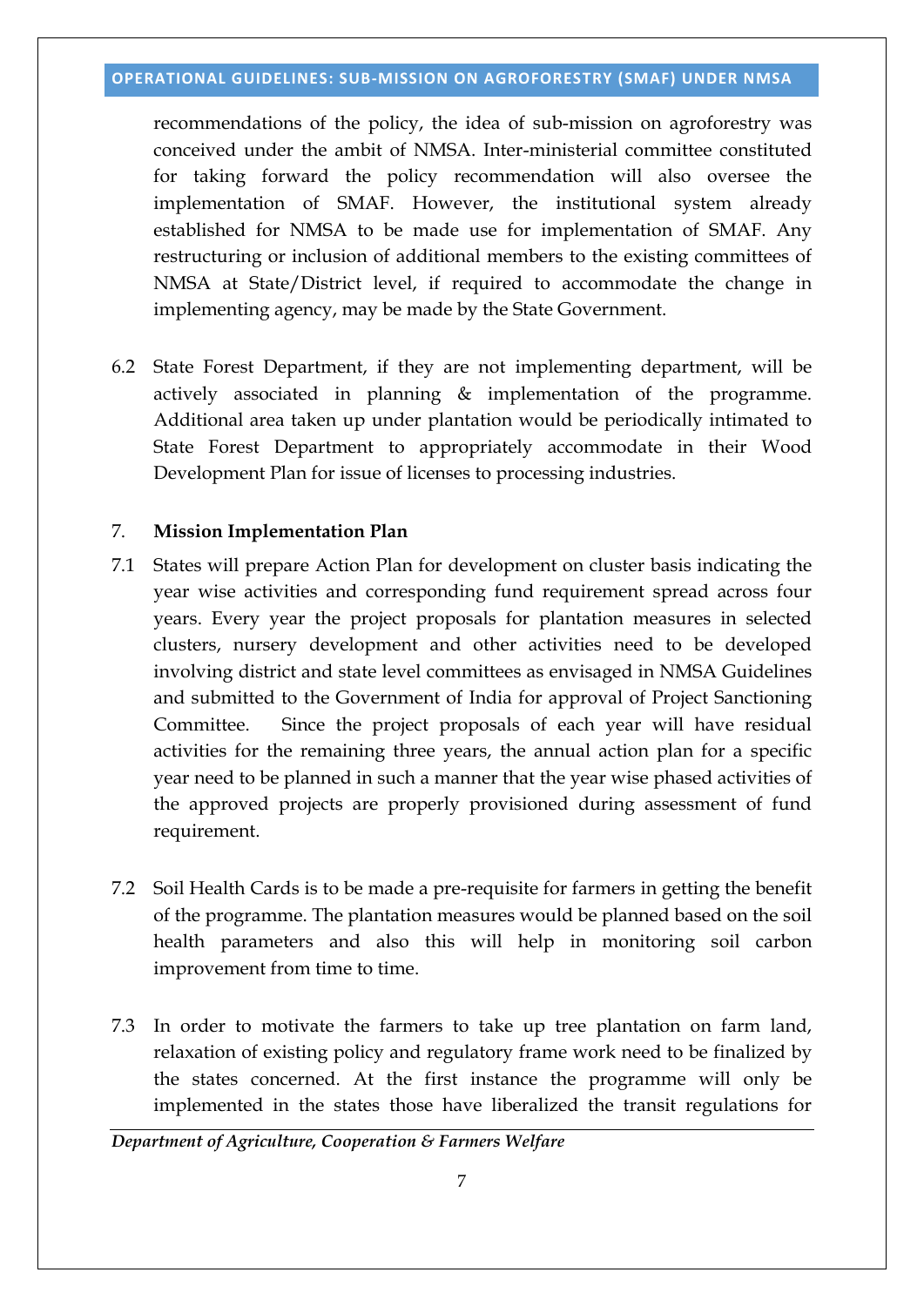recommendations of the policy, the idea of sub-mission on agroforestry was conceived under the ambit of NMSA. Inter-ministerial committee constituted for taking forward the policy recommendation will also oversee the implementation of SMAF. However, the institutional system already established for NMSA to be made use for implementation of SMAF. Any restructuring or inclusion of additional members to the existing committees of NMSA at State/District level, if required to accommodate the change in implementing agency, may be made by the State Government.

6.2 State Forest Department, if they are not implementing department, will be actively associated in planning & implementation of the programme. Additional area taken up under plantation would be periodically intimated to State Forest Department to appropriately accommodate in their Wood Development Plan for issue of licenses to processing industries.

## 7. Mission Implementation Plan

7.1 States will prepare Action Plan for development on cluster basis indicating the year wise activities and corresponding fund requirement spread across four years. Every year the project proposals for plantation measures in selected clusters, nursery development and other activities need to be developed involving district and state level committees as envisaged in NMSA Guidelines and submitted to the Government of India for approval of Project Sanctioning Committee. Since the project proposals of each year will have residual activities for the remaining three years, the annual action plan for a specific year need to be planned in such a manner that the year wise phased activities of the approved projects are properly provisioned during assessment of fund requirement.

7.2 Soil Health Cards is to be made a pre-requisite for farmers in getting the benefit of the programme. The plantation measures would be planned based on the soil health parameters and also this will help in monitoring soil carbon improvement from time to time.

7.3 In order to motivate the farmers to take up tree plantation on farm land, relaxation of existing policy and regulatory frame work need to be finalized by the states concerned. At the first instance the programme will only be implemented in the states those have liberalized the transit regulations for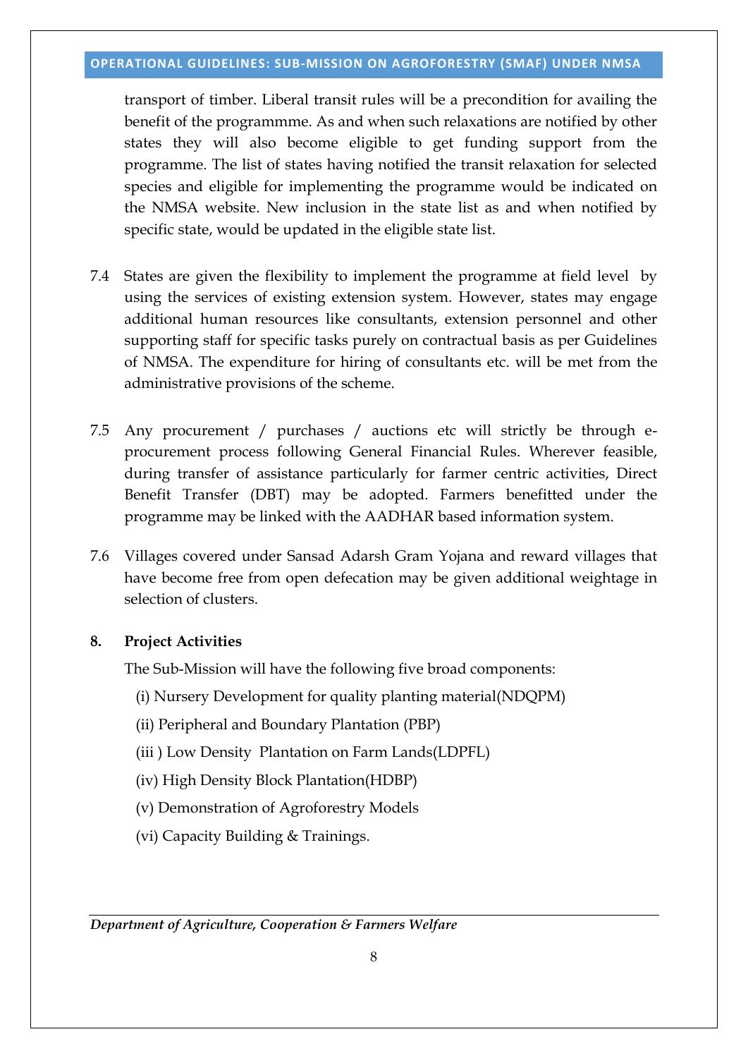transport of timber. Liberal transit rules will be a precondition for availing the benefit of the programmme. As and when such relaxations are notified by other states they will also become eligible to get funding support from the programme. The list of states having notified the transit relaxation for selected species and eligible for implementing the programme would be indicated on the NMSA website. New inclusion in the state list as and when notified by specific state, would be updated in the eligible state list.

7.4 States are given the flexibility to implement the programme at field level by using the services of existing extension system. However, states may engage additional human resources like consultants, extension personnel and other supporting staff for specific tasks purely on contractual basis as per Guidelines of NMSA. The expenditure for hiring of consultants etc. will be met from the administrative provisions of the scheme.

7.5 Any procurement / purchases / auctions etc will strictly be through e-procurement process following General Financial Rules. Wherever feasible, during transfer of assistance particularly for farmer centric activities, Direct Benefit Transfer (DBT) may be adopted. Farmers benefitted under the programme may be linked with the AADHAR based information system.

7.6 Villages covered under Sansad Adarsh Gram Yojana and reward villages that have become free from open defecation may be given additional weightage in selection of clusters.

**8. Project Activities**

The Sub-Mission will have the following five broad components:

(i) Nursery Development for quality planting material(NDQPM)

(ii) Peripheral and Boundary Plantation (PBP)

(iii ) Low Density Plantation on Farm Lands(LDPFL)

(iv) High Density Block Plantation(HDBP)

(v) Demonstration of Agroforestry Models

(vi) Capacity Building & Trainings.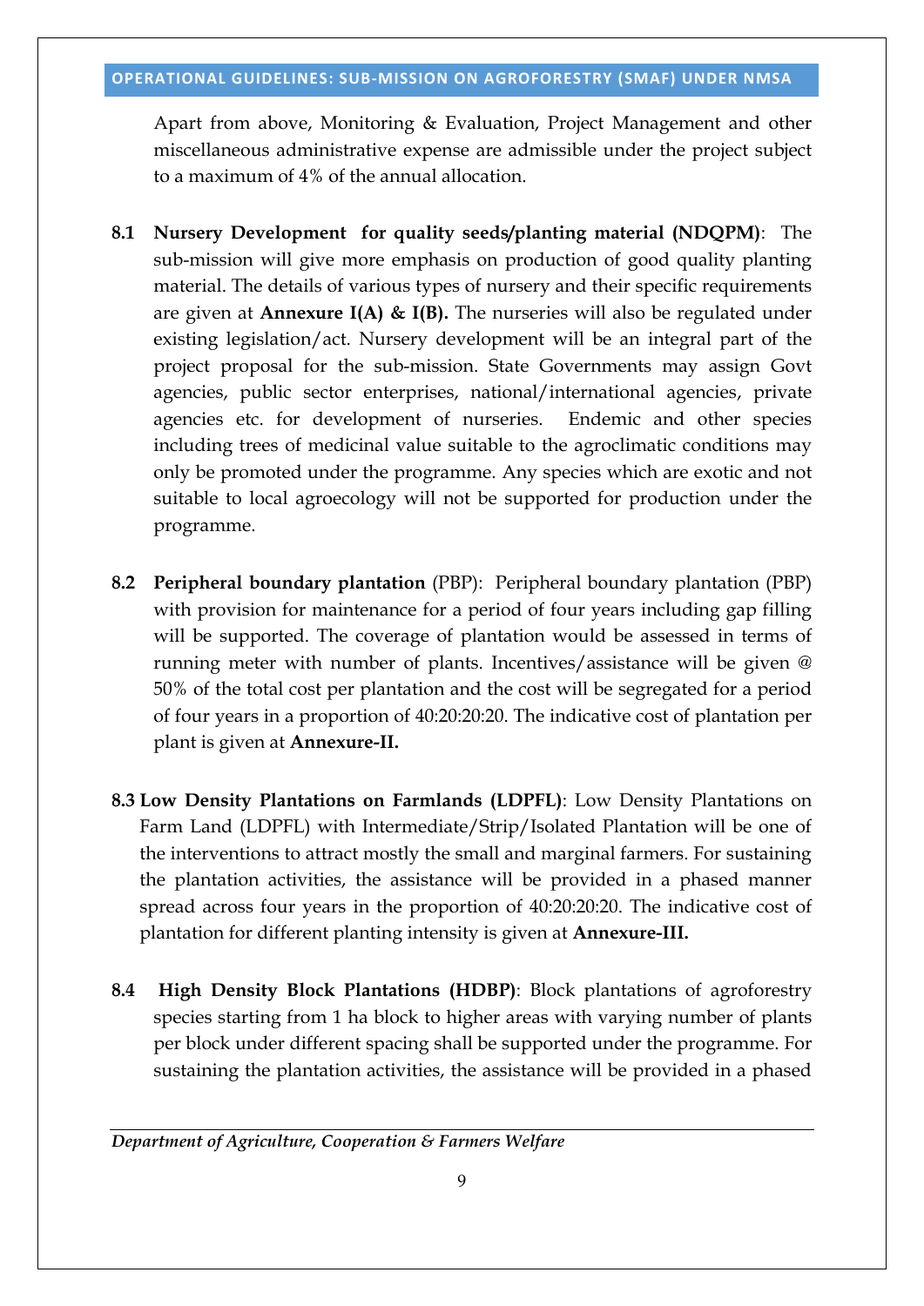Apart from above, Monitoring & Evaluation, Project Management and other miscellaneous administrative expense are admissible under the project subject to a maximum of 4% of the annual allocation.

**8.1 Nursery Development for quality seeds/planting material (NDQPM)**: The sub-mission will give more emphasis on production of good quality planting material. The details of various types of nursery and their specific requirements are given at **Annexure I(A) & I(B).** The nurseries will also be regulated under existing legislation/act. Nursery development will be an integral part of the project proposal for the sub-mission. State Governments may assign Govt agencies, public sector enterprises, national/international agencies, private agencies etc. for development of nurseries. Endemic and other species including trees of medicinal value suitable to the agroclimatic conditions may only be promoted under the programme. Any species which are exotic and not suitable to local agroecology will not be supported for production under the programme.

**8.2 Peripheral boundary plantation** (PBP): Peripheral boundary plantation (PBP) with provision for maintenance for a period of four years including gap filling will be supported. The coverage of plantation would be assessed in terms of running meter with number of plants. Incentives/assistance will be given @ 50% of the total cost per plantation and the cost will be segregated for a period of four years in a proportion of 40:20:20:20. The indicative cost of plantation per plant is given at **Annexure-II.**

**8.3 Low Density Plantations on Farmlands (LDPFL)**: Low Density Plantations on Farm Land (LDPFL) with Intermediate/Strip/Isolated Plantation will be one of the interventions to attract mostly the small and marginal farmers. For sustaining the plantation activities, the assistance will be provided in a phased manner spread across four years in the proportion of 40:20:20:20. The indicative cost of plantation for different planting intensity is given at **Annexure-III.**

**8.4 High Density Block Plantations (HDBP)**: Block plantations of agroforestry species starting from 1 ha block to higher areas with varying number of plants per block under different spacing shall be supported under the programme. For sustaining the plantation activities, the assistance will be provided in a phased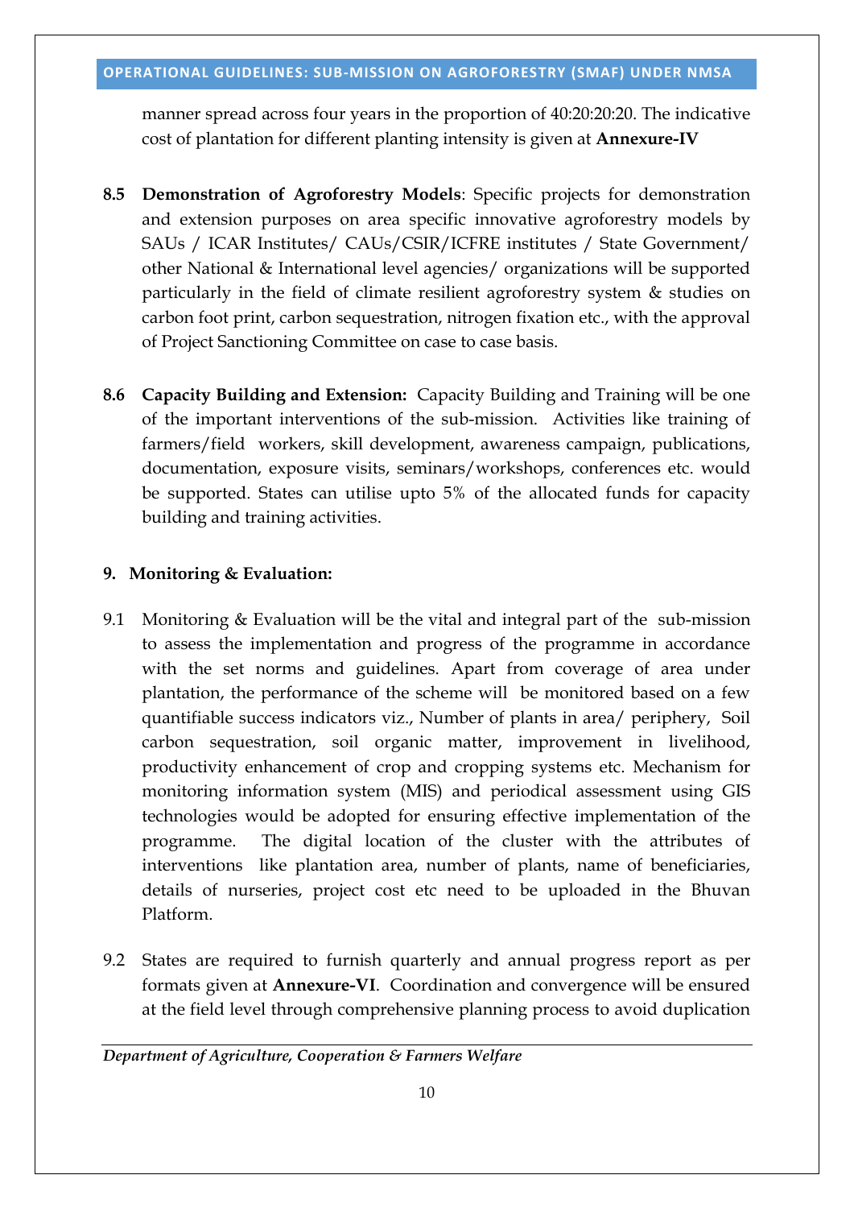manner spread across four years in the proportion of 40:20:20:20. The indicative cost of plantation for different planting intensity is given at **Annexure-IV**

**8.5 Demonstration of Agroforestry Models**: Specific projects for demonstration and extension purposes on area specific innovative agroforestry models by SAUs / ICAR Institutes/ CAUs/CSIR/ICFRE institutes / State Government/ other National & International level agencies/ organizations will be supported particularly in the field of climate resilient agroforestry system & studies on carbon foot print, carbon sequestration, nitrogen fixation etc., with the approval of Project Sanctioning Committee on case to case basis.

**8.6 Capacity Building and Extension:** Capacity Building and Training will be one of the important interventions of the sub-mission. Activities like training of farmers/field workers, skill development, awareness campaign, publications, documentation, exposure visits, seminars/workshops, conferences etc. would be supported. States can utilise upto 5% of the allocated funds for capacity building and training activities.

## 9. Monitoring & Evaluation:

9.1 Monitoring & Evaluation will be the vital and integral part of the sub-mission to assess the implementation and progress of the programme in accordance with the set norms and guidelines. Apart from coverage of area under plantation, the performance of the scheme will be monitored based on a few quantifiable success indicators viz., Number of plants in area/ periphery, Soil carbon sequestration, soil organic matter, improvement in livelihood, productivity enhancement of crop and cropping systems etc. Mechanism for monitoring information system (MIS) and periodical assessment using GIS technologies would be adopted for ensuring effective implementation of the programme. The digital location of the cluster with the attributes of interventions like plantation area, number of plants, name of beneficiaries, details of nurseries, project cost etc need to be uploaded in the Bhuvan Platform.

9.2 States are required to furnish quarterly and annual progress report as per formats given at **Annexure-VI**. Coordination and convergence will be ensured at the field level through comprehensive planning process to avoid duplication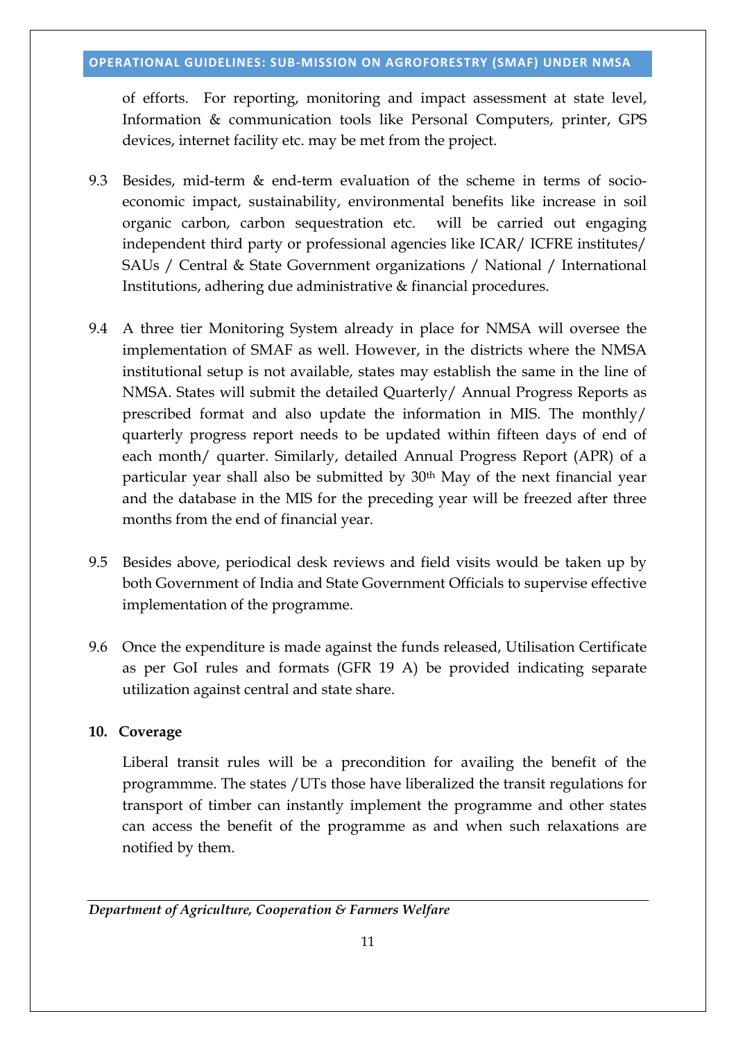of efforts. For reporting, monitoring and impact assessment at state level, Information & communication tools like Personal Computers, printer, GPS devices, internet facility etc. may be met from the project.

9.3 Besides, mid-term & end-term evaluation of the scheme in terms of socio-economic impact, sustainability, environmental benefits like increase in soil organic carbon, carbon sequestration etc. will be carried out engaging independent third party or professional agencies like ICAR/ ICFRE institutes/ SAUs / Central & State Government organizations / National / International Institutions, adhering due administrative & financial procedures.

9.4 A three tier Monitoring System already in place for NMSA will oversee the implementation of SMAF as well. However, in the districts where the NMSA institutional setup is not available, states may establish the same in the line of NMSA. States will submit the detailed Quarterly/ Annual Progress Reports as prescribed format and also update the information in MIS. The monthly/ quarterly progress report needs to be updated within fifteen days of end of each month/ quarter. Similarly, detailed Annual Progress Report (APR) of a particular year shall also be submitted by 30th May of the next financial year and the database in the MIS for the preceding year will be freezed after three months from the end of financial year.

9.5 Besides above, periodical desk reviews and field visits would be taken up by both Government of India and State Government Officials to supervise effective implementation of the programme.

9.6 Once the expenditure is made against the funds released, Utilisation Certificate as per GoI rules and formats (GFR 19 A) be provided indicating separate utilization against central and state share.

## 10. Coverage

Liberal transit rules will be a precondition for availing the benefit of the programmme. The states /UTs those have liberalized the transit regulations for transport of timber can instantly implement the programme and other states can access the benefit of the programme as and when such relaxations are notified by them.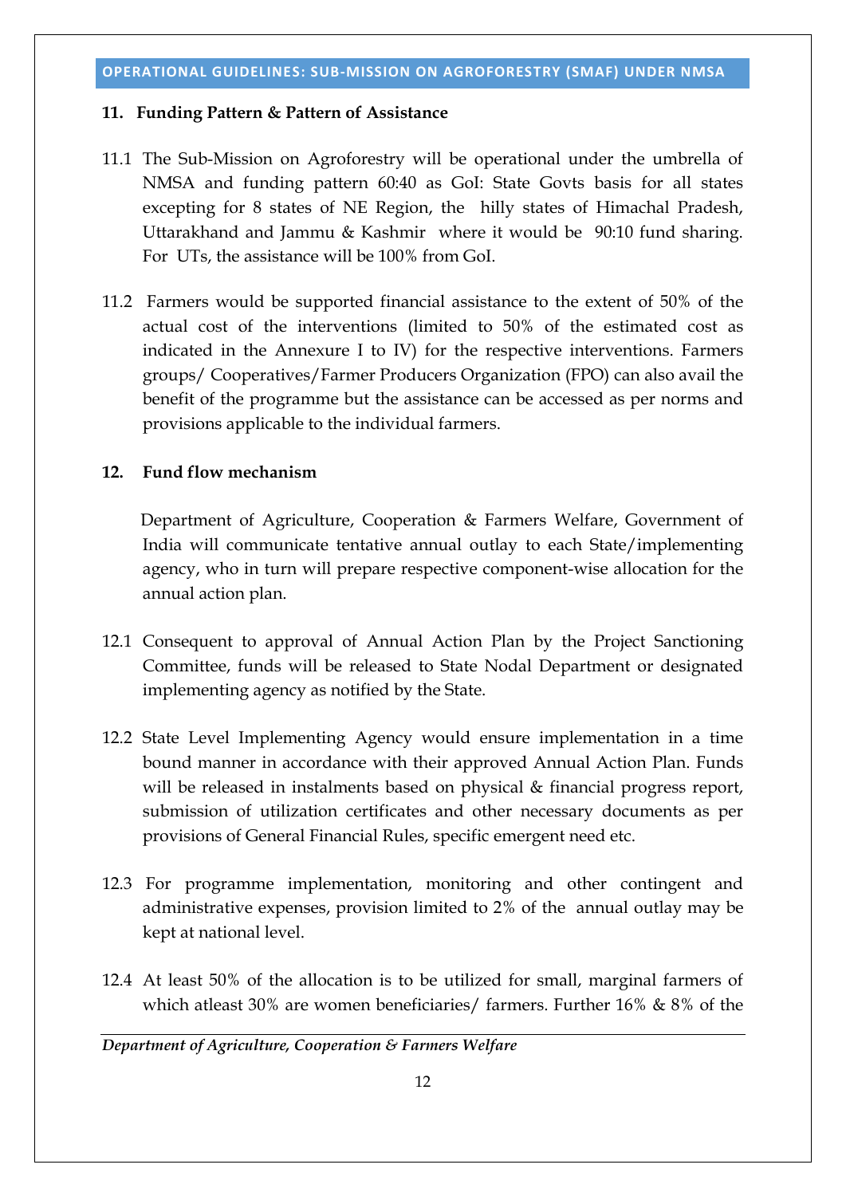## 11. Funding Pattern & Pattern of Assistance

11.1 The Sub-Mission on Agroforestry will be operational under the umbrella of NMSA and funding pattern 60:40 as GoI: State Govts basis for all states excepting for 8 states of NE Region, the hilly states of Himachal Pradesh, Uttarakhand and Jammu & Kashmir where it would be 90:10 fund sharing. For UTs, the assistance will be 100% from GoI.

11.2 Farmers would be supported financial assistance to the extent of 50% of the actual cost of the interventions (limited to 50% of the estimated cost as indicated in the Annexure I to IV) for the respective interventions. Farmers groups/ Cooperatives/Farmer Producers Organization (FPO) can also avail the benefit of the programme but the assistance can be accessed as per norms and provisions applicable to the individual farmers.

## 12. Fund flow mechanism

Department of Agriculture, Cooperation & Farmers Welfare, Government of India will communicate tentative annual outlay to each State/implementing agency, who in turn will prepare respective component-wise allocation for the annual action plan.

12.1 Consequent to approval of Annual Action Plan by the Project Sanctioning Committee, funds will be released to State Nodal Department or designated implementing agency as notified by the State.

12.2 State Level Implementing Agency would ensure implementation in a time bound manner in accordance with their approved Annual Action Plan. Funds will be released in instalments based on physical & financial progress report, submission of utilization certificates and other necessary documents as per provisions of General Financial Rules, specific emergent need etc.

12.3 For programme implementation, monitoring and other contingent and administrative expenses, provision limited to 2% of the annual outlay may be kept at national level.

12.4 At least 50% of the allocation is to be utilized for small, marginal farmers of which atleast 30% are women beneficiaries/ farmers. Further 16% & 8% of the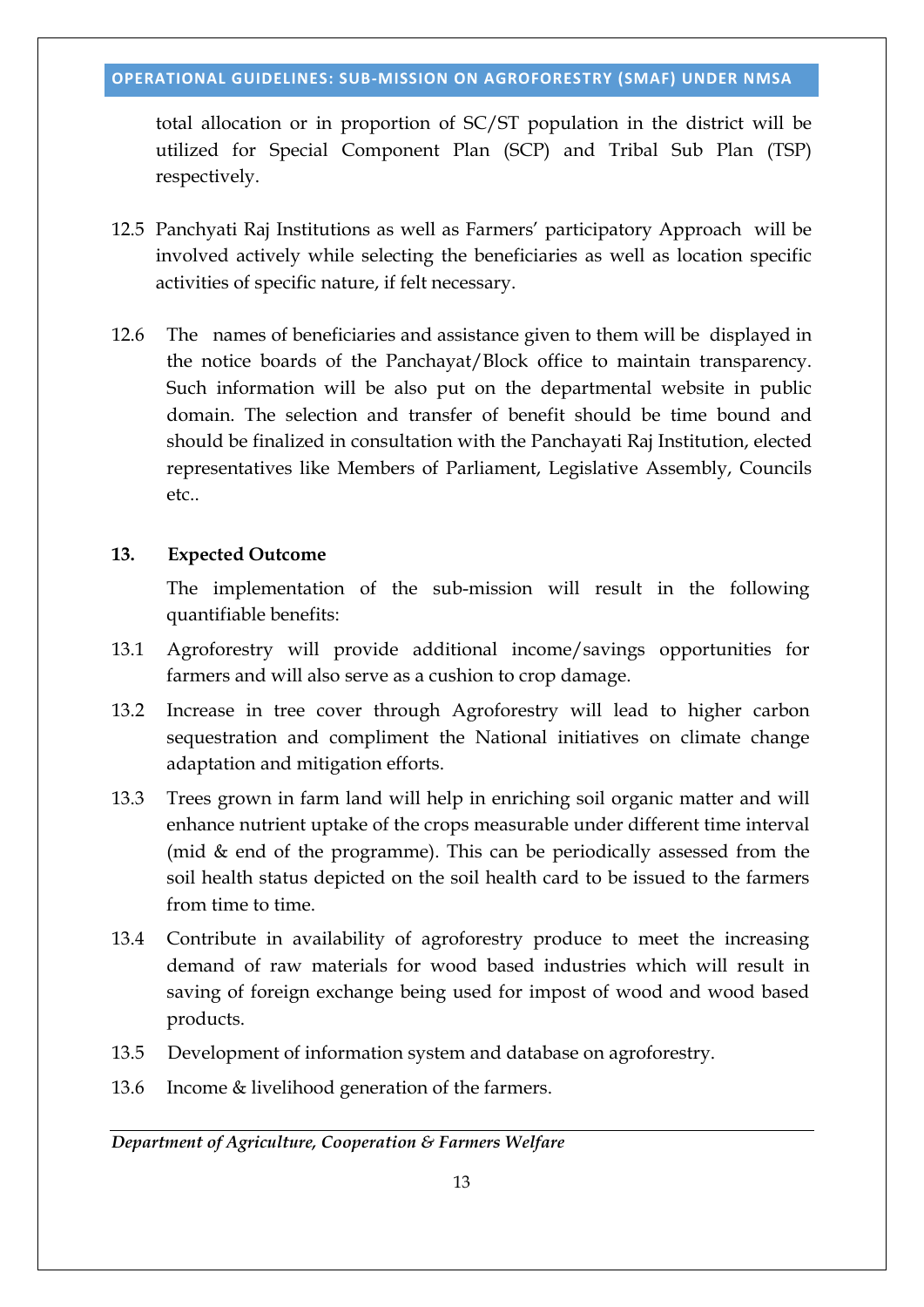total allocation or in proportion of SC/ST population in the district will be utilized for Special Component Plan (SCP) and Tribal Sub Plan (TSP) respectively.

12.5 Panchyati Raj Institutions as well as Farmers' participatory Approach will be involved actively while selecting the beneficiaries as well as location specific activities of specific nature, if felt necessary.

12.6 The names of beneficiaries and assistance given to them will be displayed in the notice boards of the Panchayat/Block office to maintain transparency. Such information will be also put on the departmental website in public domain. The selection and transfer of benefit should be time bound and should be finalized in consultation with the Panchayati Raj Institution, elected representatives like Members of Parliament, Legislative Assembly, Councils etc..

## 13. Expected Outcome

The implementation of the sub-mission will result in the following quantifiable benefits:

13.1 Agroforestry will provide additional income/savings opportunities for farmers and will also serve as a cushion to crop damage.

13.2 Increase in tree cover through Agroforestry will lead to higher carbon sequestration and compliment the National initiatives on climate change adaptation and mitigation efforts.

13.3 Trees grown in farm land will help in enriching soil organic matter and will enhance nutrient uptake of the crops measurable under different time interval (mid & end of the programme). This can be periodically assessed from the soil health status depicted on the soil health card to be issued to the farmers from time to time.

13.4 Contribute in availability of agroforestry produce to meet the increasing demand of raw materials for wood based industries which will result in saving of foreign exchange being used for impost of wood and wood based products.

13.5 Development of information system and database on agroforestry.

13.6 Income & livelihood generation of the farmers.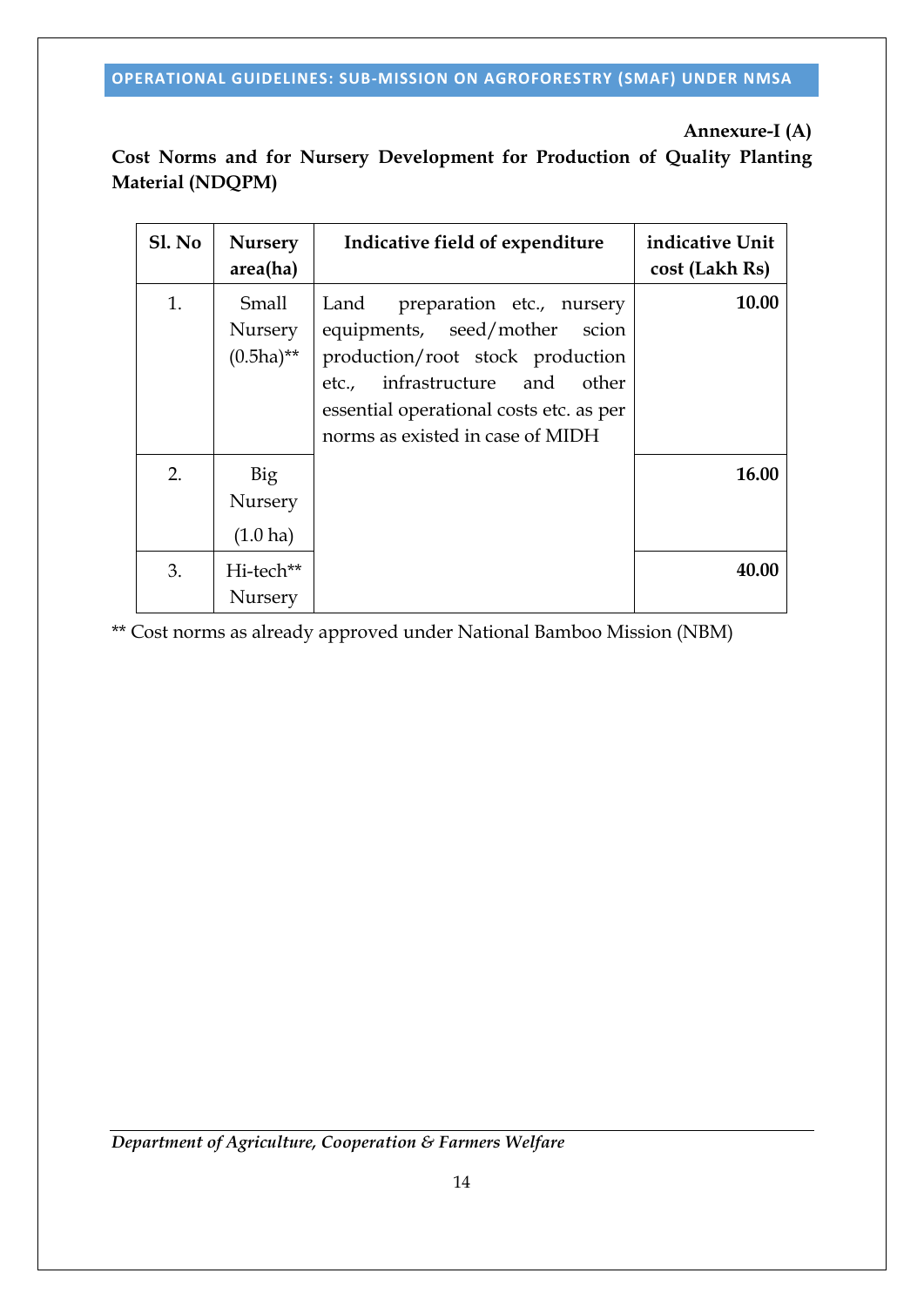**Annexure-I (A)**

**Cost Norms and for Nursery Development for Production of Quality Planting Material (NDQPM)**

| Sl. No | Nursery area(ha) | Indicative field of expenditure | indicative Unit cost (Lakh Rs) |
|---|---|---|---|
| 1. | Small Nursery (0.5ha)** | Land preparation etc., nursery equipments, seed/mother scion production/root stock production etc., infrastructure and other essential operational costs etc. as per norms as existed in case of MIDH | **10.00** |
| 2. | Big Nursery (1.0 ha) | | **16.00** |
| 3. | Hi-tech** Nursery | | **40.00** |

** Cost norms as already approved under National Bamboo Mission (NBM)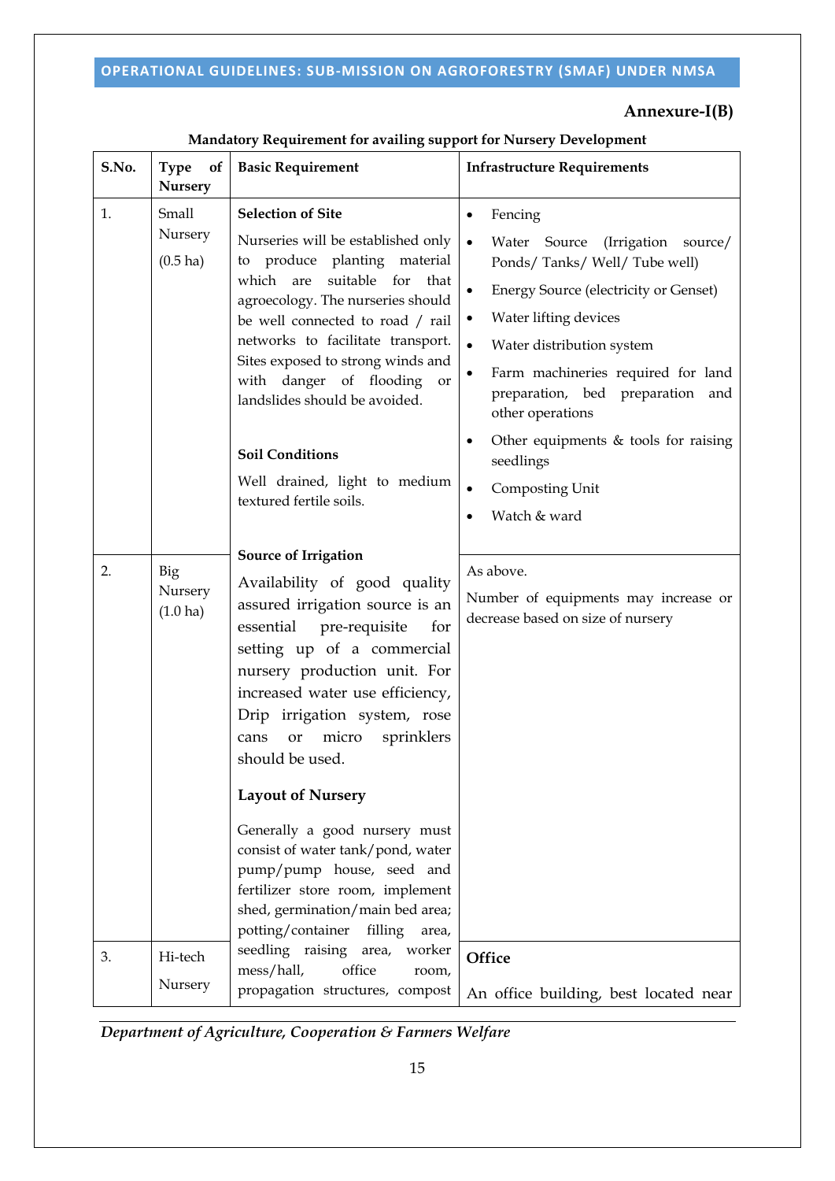**Annexure-I(B)**

**Mandatory Requirement for availing support for Nursery Development**

| S.No. | Type of Nursery | Basic Requirement | Infrastructure Requirements |
|---|---|---|---|
| 1. | Small Nursery (0.5 ha) | **Selection of Site** Nurseries will be established only to produce planting material which are suitable for that agroecology. The nurseries should be well connected to road / rail networks to facilitate transport. Sites exposed to strong winds and with danger of flooding or landslides should be avoided. **Soil Conditions** Well drained, light to medium textured fertile soils. | • Fencing<br>• Water Source (Irrigation source/ Ponds/ Tanks/ Well/ Tube well)<br>• Energy Source (electricity or Genset)<br>• Water lifting devices<br>• Water distribution system<br>• Farm machineries required for land preparation, bed preparation and other operations<br>• Other equipments & tools for raising seedlings<br>• Composting Unit<br>• Watch & ward |
| 2. | Big Nursery (1.0 ha) | **Source of Irrigation** Availability of good quality assured irrigation source is an essential pre-requisite for setting up of a commercial nursery production unit. For increased water use efficiency, Drip irrigation system, rose cans or micro sprinklers should be used. **Layout of Nursery** Generally a good nursery must consist of water tank/pond, water pump/pump house, seed and fertilizer store room, implement shed, germination/main bed area; potting/container filling area, | As above. Number of equipments may increase or decrease based on size of nursery |
| 3. | Hi-tech Nursery | seedling raising area, worker mess/hall, office room, propagation structures, compost | **Office** An office building, best located near |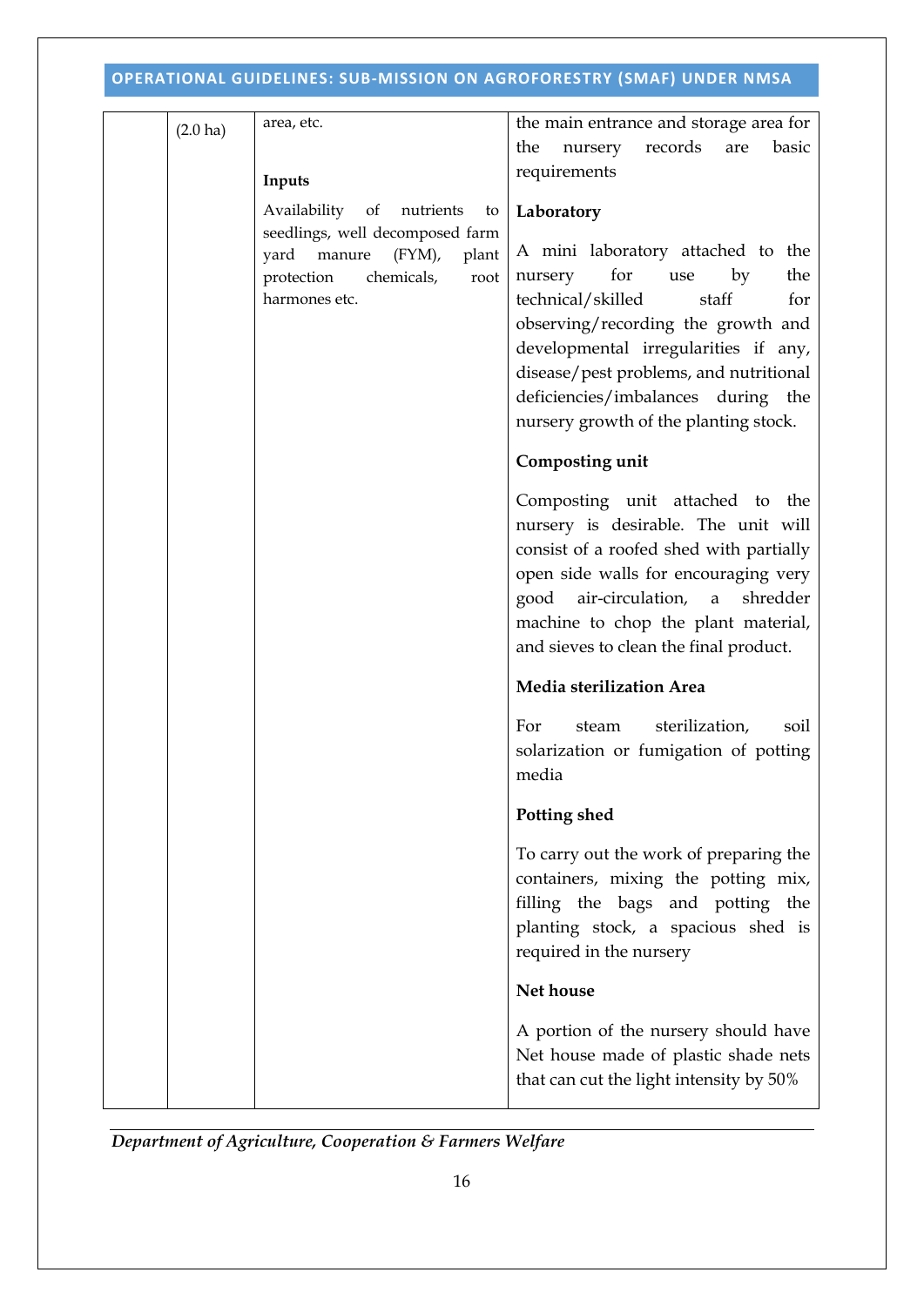| | (2.0 ha) | area, etc.<br><br>**Inputs**<br><br>Availability of nutrients to seedlings, well decomposed farm yard manure (FYM), plant protection chemicals, root harmones etc. | the main entrance and storage area for the nursery records are basic requirements<br><br>**Laboratory**<br><br>A mini laboratory attached to the nursery for use by the technical/skilled staff for observing/recording the growth and developmental irregularities if any, disease/pest problems, and nutritional deficiencies/imbalances during the nursery growth of the planting stock.<br><br>**Composting unit**<br><br>Composting unit attached to the nursery is desirable. The unit will consist of a roofed shed with partially open side walls for encouraging very good air-circulation, a shredder machine to chop the plant material, and sieves to clean the final product.<br><br>**Media sterilization Area**<br><br>For steam sterilization, soil solarization or fumigation of potting media<br><br>**Potting shed**<br><br>To carry out the work of preparing the containers, mixing the potting mix, filling the bags and potting the planting stock, a spacious shed is required in the nursery<br><br>**Net house**<br><br>A portion of the nursery should have Net house made of plastic shade nets that can cut the light intensity by 50% |
|---|---|---|---|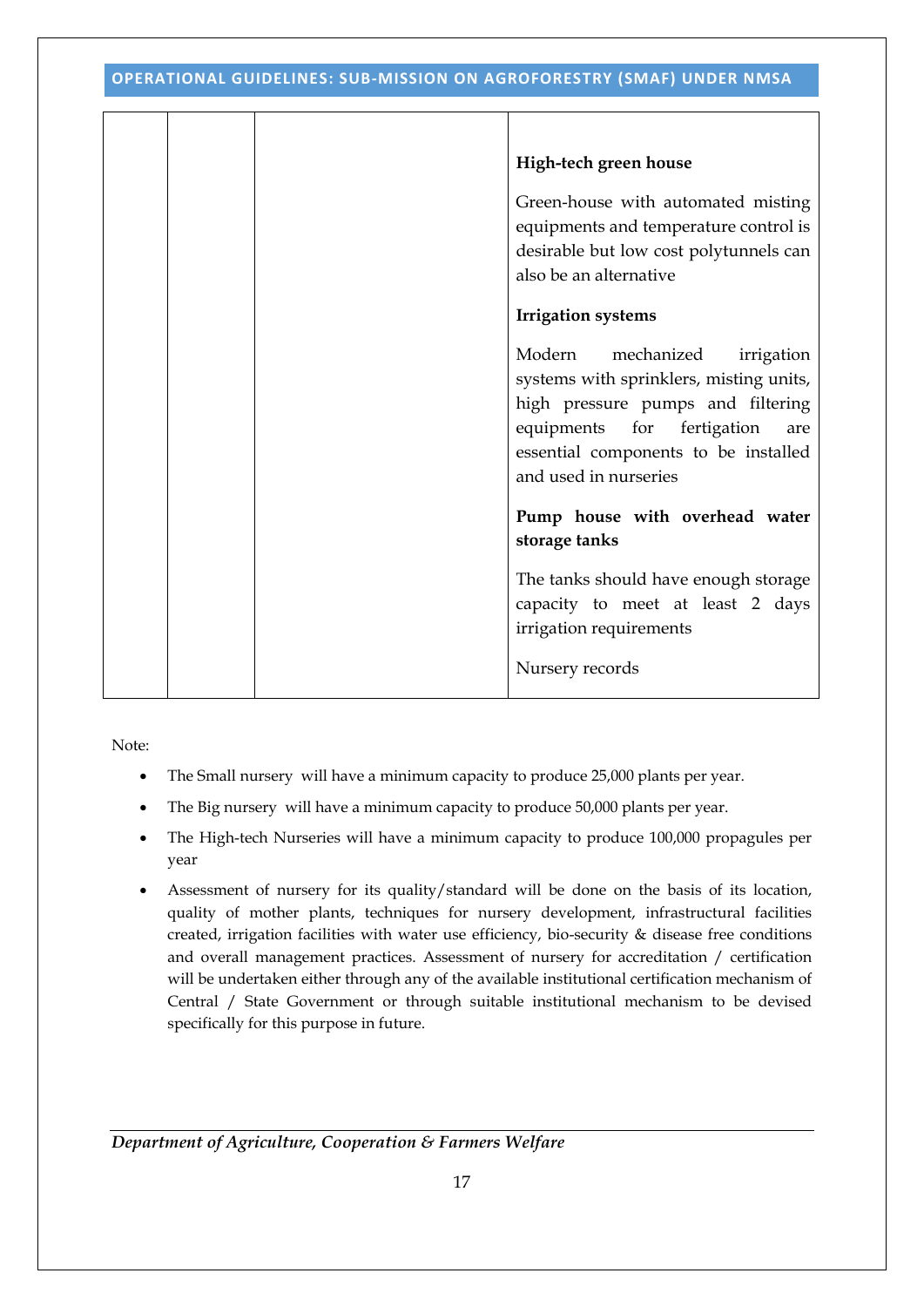| | | | High-tech green house<br><br>Green-house with automated misting equipments and temperature control is desirable but low cost polytunnels can also be an alternative<br><br>**Irrigation systems**<br><br>Modern mechanized irrigation systems with sprinklers, misting units, high pressure pumps and filtering equipments for fertigation are essential components to be installed and used in nurseries<br><br>**Pump house with overhead water storage tanks**<br><br>The tanks should have enough storage capacity to meet at least 2 days irrigation requirements<br><br>Nursery records |
|---|---|---|---|

Note:

- The Small nursery will have a minimum capacity to produce 25,000 plants per year.
- The Big nursery will have a minimum capacity to produce 50,000 plants per year.
- The High-tech Nurseries will have a minimum capacity to produce 100,000 propagules per year
- Assessment of nursery for its quality/standard will be done on the basis of its location, quality of mother plants, techniques for nursery development, infrastructural facilities created, irrigation facilities with water use efficiency, bio-security & disease free conditions and overall management practices. Assessment of nursery for accreditation / certification will be undertaken either through any of the available institutional certification mechanism of Central / State Government or through suitable institutional mechanism to be devised specifically for this purpose in future.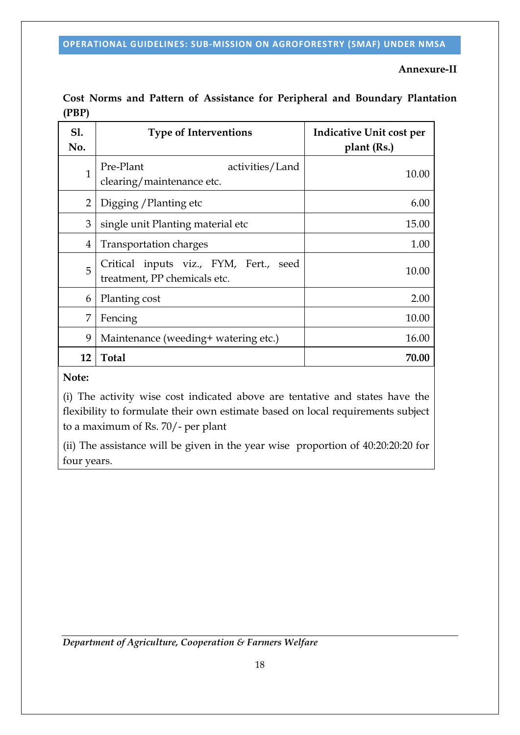**Annexure-II**

**Cost Norms and Pattern of Assistance for Peripheral and Boundary Plantation (PBP)**

| Sl. No. | Type of Interventions | Indicative Unit cost per plant (Rs.) |
|---|---|---|
| 1 | Pre-Plant activities/Land clearing/maintenance etc. | 10.00 |
| 2 | Digging /Planting etc | 6.00 |
| 3 | single unit Planting material etc | 15.00 |
| 4 | Transportation charges | 1.00 |
| 5 | Critical inputs viz., FYM, Fert., seed treatment, PP chemicals etc. | 10.00 |
| 6 | Planting cost | 2.00 |
| 7 | Fencing | 10.00 |
| 9 | Maintenance (weeding+ watering etc.) | 16.00 |
| **12** | **Total** | **70.00** |

**Note:**

(i) The activity wise cost indicated above are tentative and states have the flexibility to formulate their own estimate based on local requirements subject to a maximum of Rs. 70/- per plant

(ii) The assistance will be given in the year wise proportion of 40:20:20:20 for four years.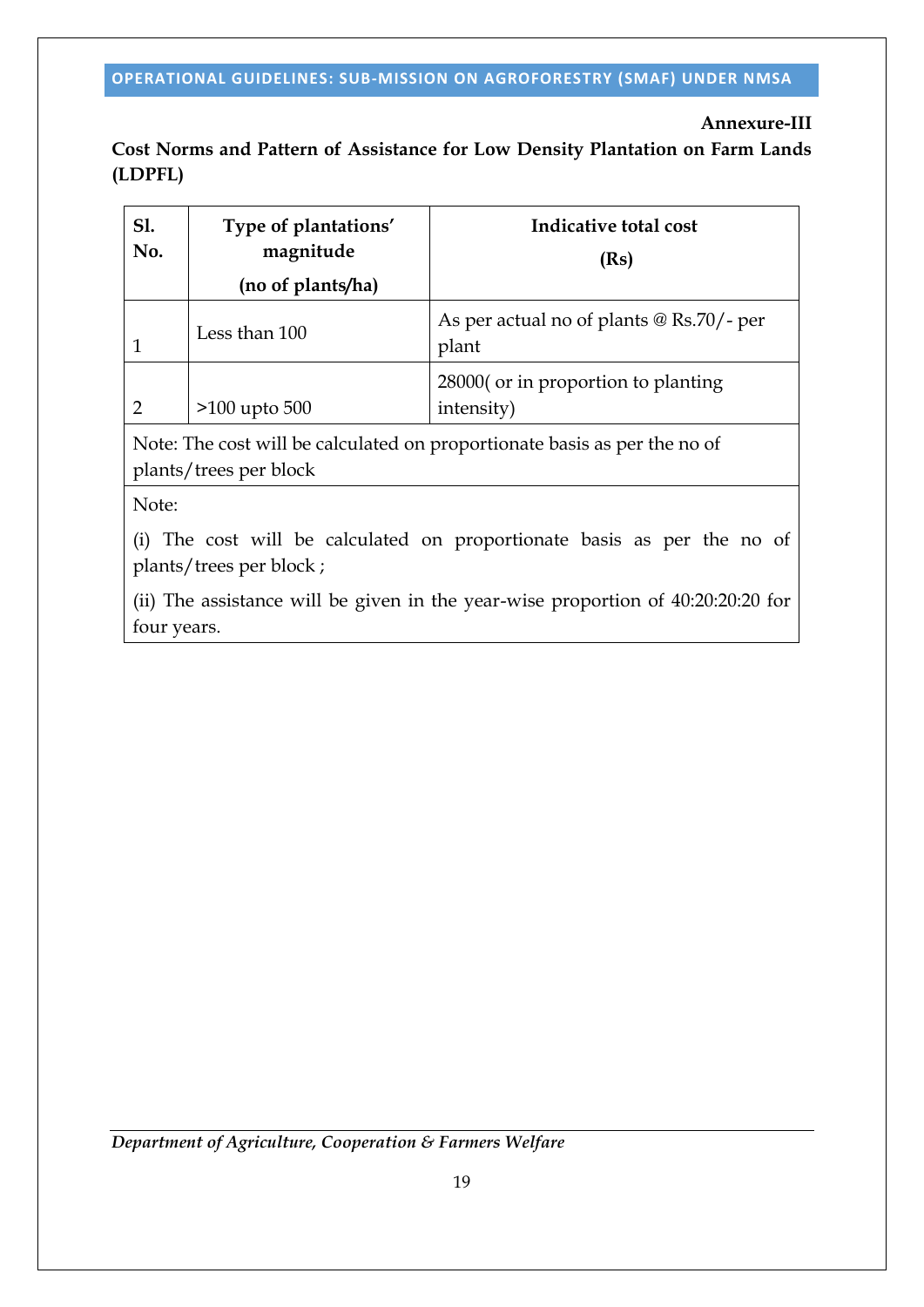**Annexure-III**

**Cost Norms and Pattern of Assistance for Low Density Plantation on Farm Lands (LDPFL)**

| Sl. No. | Type of plantations' magnitude (no of plants/ha) | Indicative total cost (Rs) |
|---|---|---|
| 1 | Less than 100 | As per actual no of plants @ Rs.70/- per plant |
| 2 | >100 upto 500 | 28000( or in proportion to planting intensity) |
| Note: The cost will be calculated on proportionate basis as per the no of plants/trees per block | | |
| Note:<br>(i) The cost will be calculated on proportionate basis as per the no of plants/trees per block ;<br>(ii) The assistance will be given in the year-wise proportion of 40:20:20:20 for four years. | | |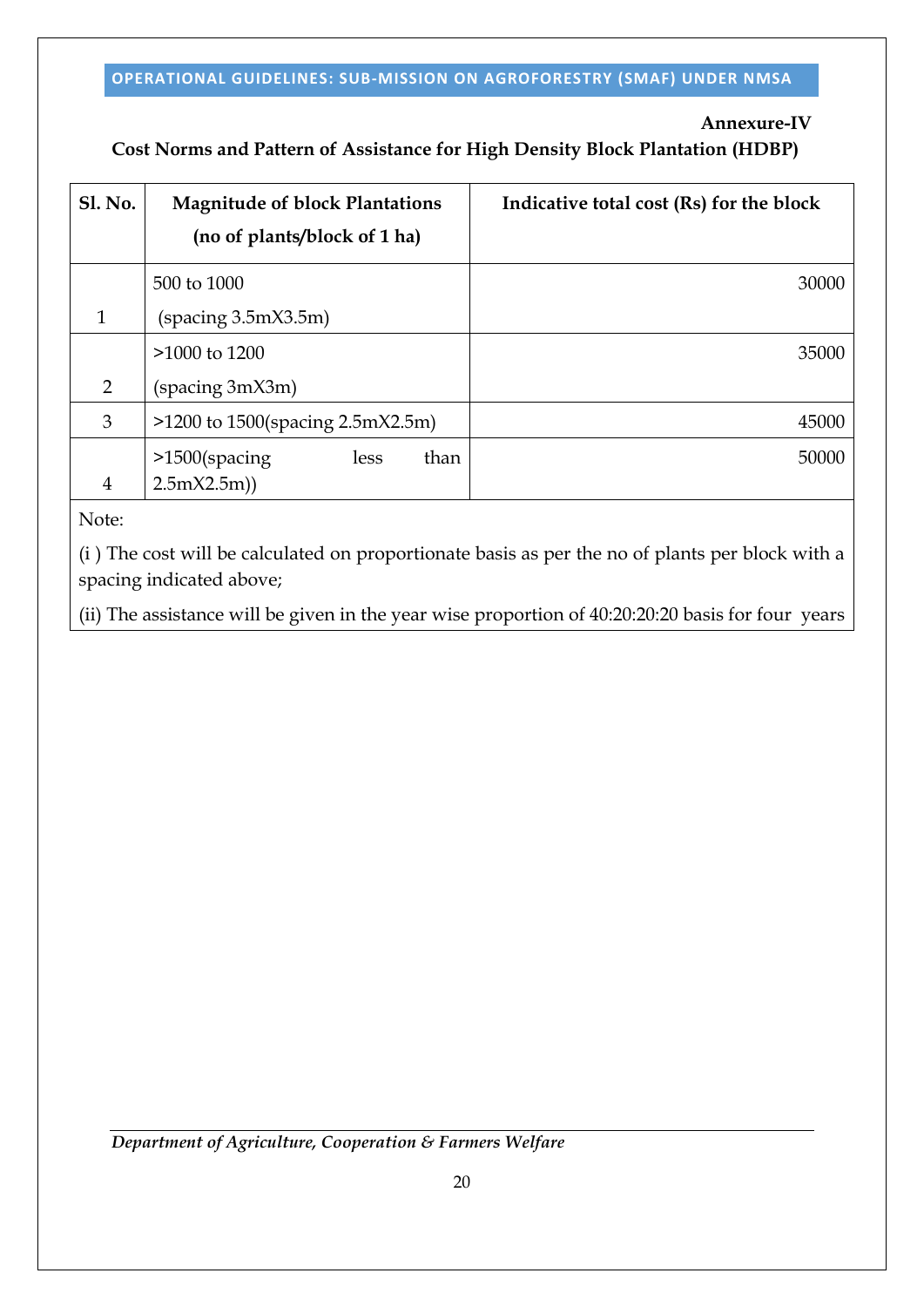**Annexure-IV**

## Cost Norms and Pattern of Assistance for High Density Block Plantation (HDBP)

| Sl. No. | Magnitude of block Plantations (no of plants/block of 1 ha) | Indicative total cost (Rs) for the block |
|---|---|---|
| 1 | 500 to 1000 (spacing 3.5mX3.5m) | 30000 |
| 2 | >1000 to 1200 (spacing 3mX3m) | 35000 |
| 3 | >1200 to 1500(spacing 2.5mX2.5m) | 45000 |
| 4 | >1500(spacing less than 2.5mX2.5m)) | 50000 |

Note:

(i ) The cost will be calculated on proportionate basis as per the no of plants per block with a spacing indicated above;

(ii) The assistance will be given in the year wise proportion of 40:20:20:20 basis for four years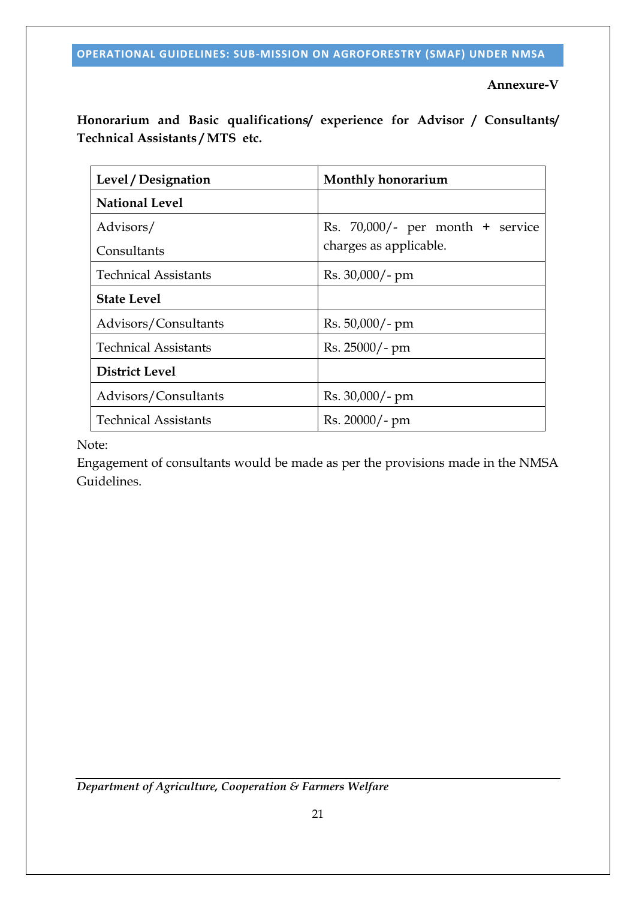**Annexure-V**

**Honorarium and Basic qualifications/ experience for Advisor / Consultants/ Technical Assistants / MTS etc.**

| Level / Designation | Monthly honorarium |
|---|---|
| **National Level** | |
| Advisors/ Consultants | Rs. 70,000/- per month + service charges as applicable. |
| Technical Assistants | Rs. 30,000/- pm |
| **State Level** | |
| Advisors/Consultants | Rs. 50,000/- pm |
| Technical Assistants | Rs. 25000/- pm |
| **District Level** | |
| Advisors/Consultants | Rs. 30,000/- pm |
| Technical Assistants | Rs. 20000/- pm |

Note:

Engagement of consultants would be made as per the provisions made in the NMSA Guidelines.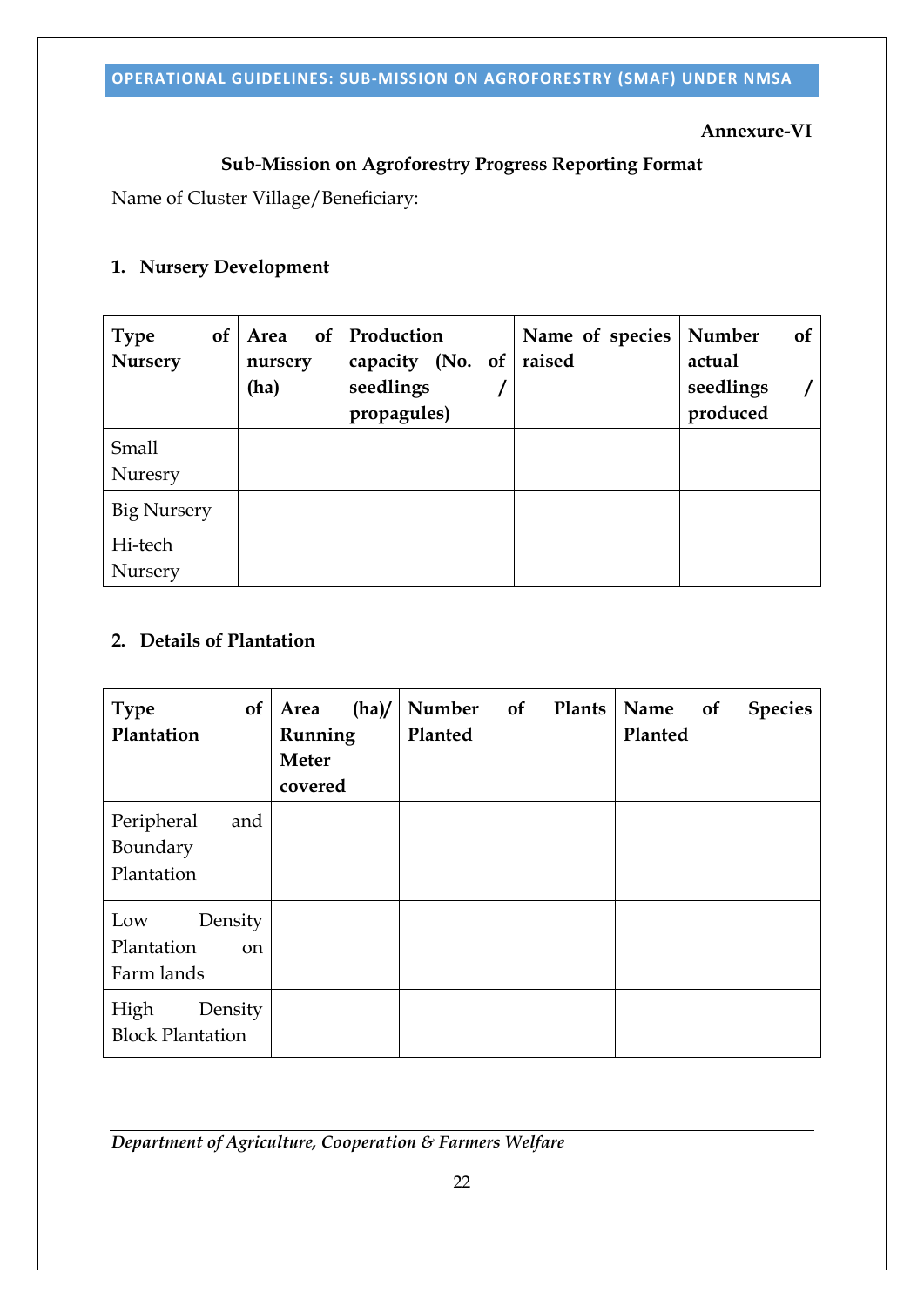**Annexure-VI**

## Sub-Mission on Agroforestry Progress Reporting Format

Name of Cluster Village/Beneficiary:

### 1. Nursery Development

| Type of Nursery | Area of nursery (ha) | Production capacity (No. of seedlings / propagules) | Name of species raised | Number of actual seedlings / produced |
|---|---|---|---|---|
| Small Nuresry | | | | |
| Big Nursery | | | | |
| Hi-tech Nursery | | | | |

### 2. Details of Plantation

| Type of Plantation | Area (ha)/ Running Meter covered | Number of Plants Planted | Name of Species Planted |
|---|---|---|---|
| Peripheral and Boundary Plantation | | | |
| Low Density Plantation on Farm lands | | | |
| High Density Block Plantation | | | |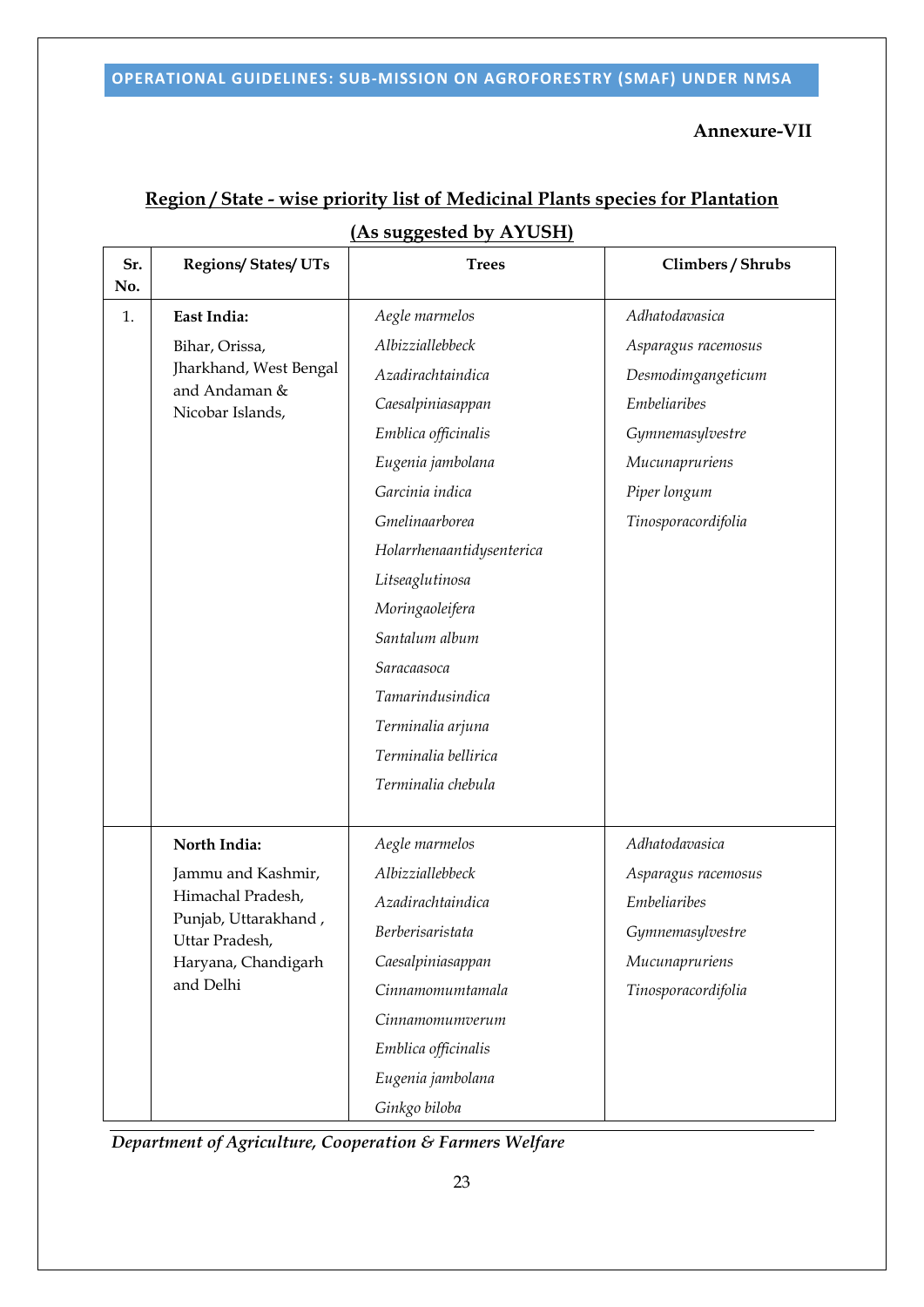**Annexure-VII**

## Region / State - wise priority list of Medicinal Plants species for Plantation (As suggested by AYUSH)

| Sr. No. | Regions/ States/ UTs | Trees | Climbers / Shrubs |
|---|---|---|---|
| 1. | **East India:** Bihar, Orissa, Jharkhand, West Bengal and Andaman & Nicobar Islands, | *Aegle marmelos*<br>*Albizziallebbeck*<br>*Azadirachtaindica*<br>*Caesalpiniasappan*<br>*Emblica officinalis*<br>*Eugenia jambolana*<br>*Garcinia indica*<br>*Gmelinaarborea*<br>*Holarrhenaantidysenterica*<br>*Litseaglutinosa*<br>*Moringaoleifera*<br>*Santalum album*<br>*Saracaasoca*<br>*Tamarindusindica*<br>*Terminalia arjuna*<br>*Terminalia bellirica*<br>*Terminalia chebula* | *Adhatodavasica*<br>*Asparagus racemosus*<br>*Desmodimgangeticum*<br>*Embeliaribes*<br>*Gymnemasylvestre*<br>*Mucunapruriens*<br>*Piper longum*<br>*Tinosporacordifolia* |
| | **North India:** Jammu and Kashmir, Himachal Pradesh, Punjab, Uttarakhand , Uttar Pradesh, Haryana, Chandigarh and Delhi | *Aegle marmelos*<br>*Albizziallebbeck*<br>*Azadirachtaindica*<br>*Berberisaristata*<br>*Caesalpiniasappan*<br>*Cinnamomumtamala*<br>*Cinnamomumverum*<br>*Emblica officinalis*<br>*Eugenia jambolana*<br>*Ginkgo biloba* | *Adhatodavasica*<br>*Asparagus racemosus*<br>*Embeliaribes*<br>*Gymnemasylvestre*<br>*Mucunapruriens*<br>*Tinosporacordifolia* |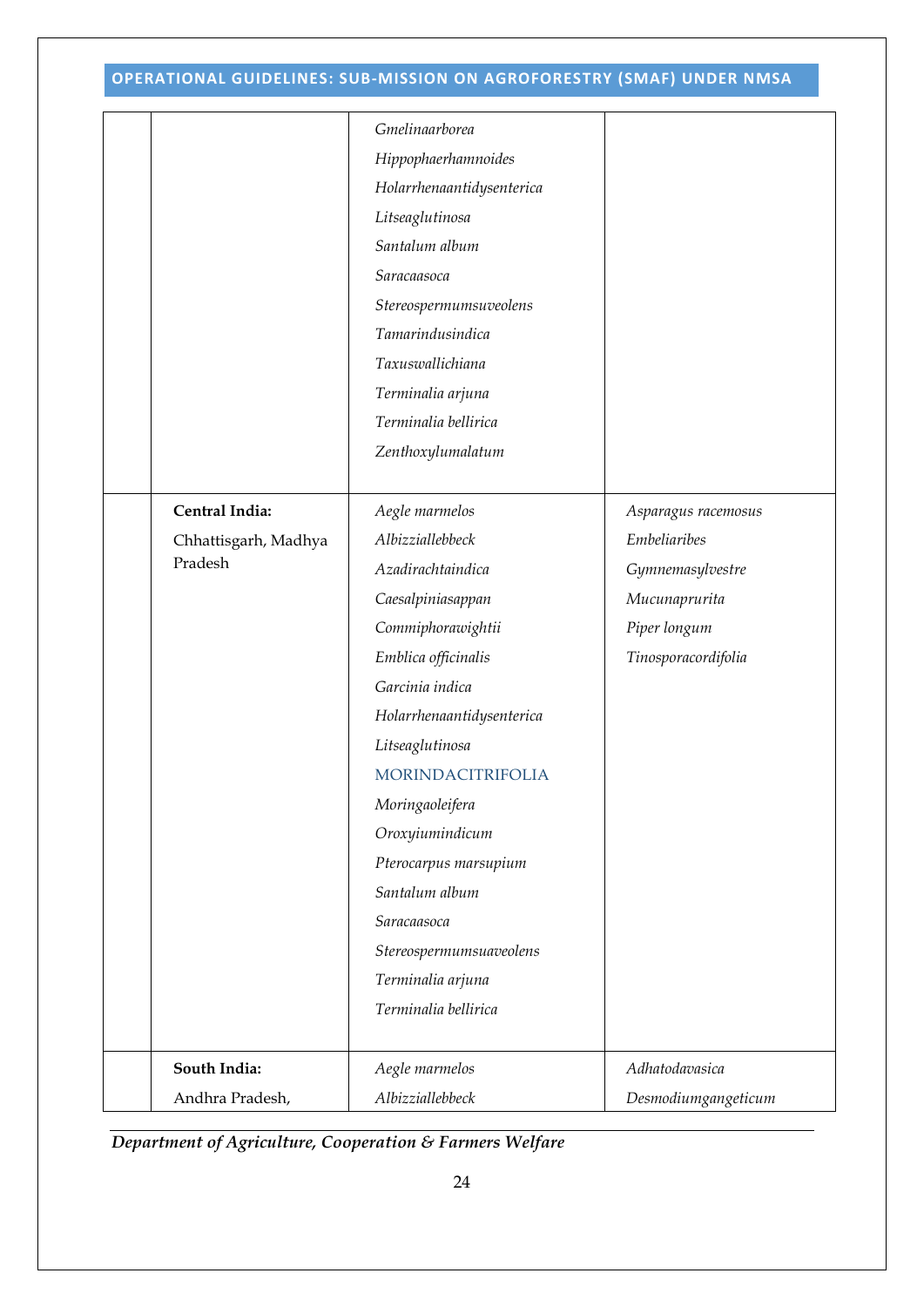| | | | |
|---|---|---|---|
| | | *Gmelinaarborea*<br>*Hippophaerhamnoides*<br>*Holarrhenaantidysenterica*<br>*Litseaglutinosa*<br>*Santalum album*<br>*Saracaasoca*<br>*Stereospermumsuveolens*<br>*Tamarindusindica*<br>*Taxuswallichiana*<br>*Terminalia arjuna*<br>*Terminalia bellirica*<br>*Zenthoxylumalatum* | |
| | **Central India:**<br>Chhattisgarh, Madhya Pradesh | *Aegle marmelos*<br>*Albizziallebbeck*<br>*Azadirachtaindica*<br>*Caesalpiniasappan*<br>*Commiphorawightii*<br>*Emblica officinalis*<br>*Garcinia indica*<br>*Holarrhenaantidysenterica*<br>*Litseaglutinosa*<br>MORINDACITRIFOLIA<br>*Moringaoleifera*<br>*Oroxyiumindicum*<br>*Pterocarpus marsupium*<br>*Santalum album*<br>*Saracaasoca*<br>*Stereospermumsuaveolens*<br>*Terminalia arjuna*<br>*Terminalia bellirica* | *Asparagus racemosus*<br>*Embeliaribes*<br>*Gymnemasylvestre*<br>*Mucunaprurita*<br>*Piper longum*<br>*Tinosporacordifolia* |
| | **South India:**<br>Andhra Pradesh, | *Aegle marmelos*<br>*Albizziallebbeck* | *Adhatodavasica*<br>*Desmodiumgangeticum* |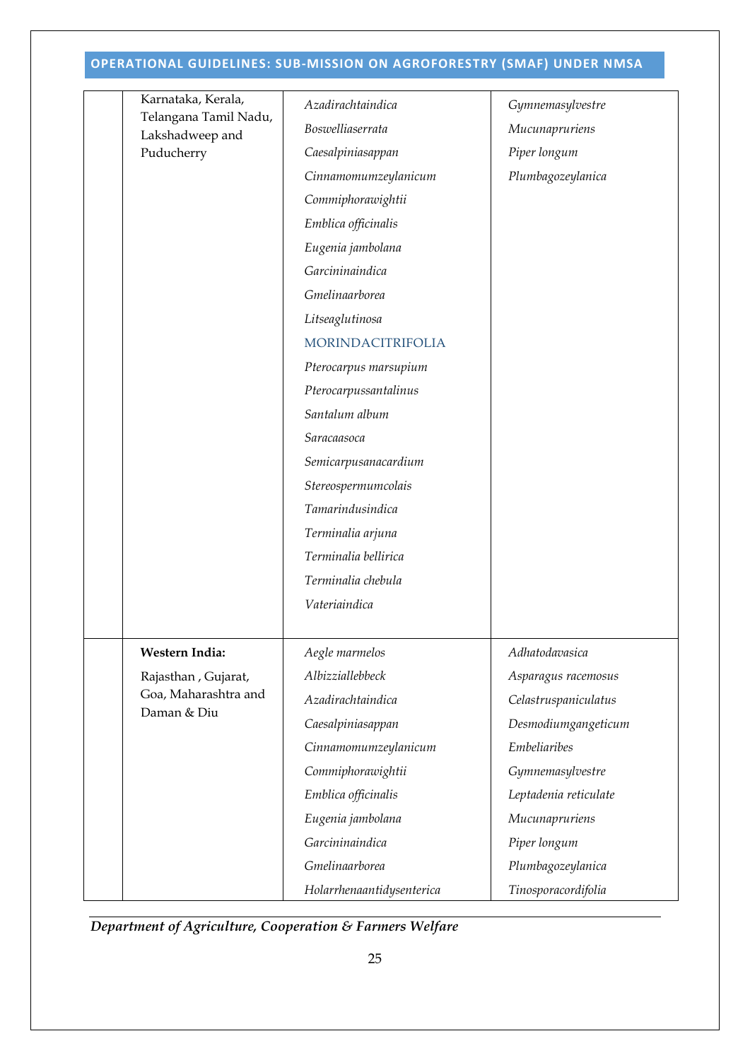| | | | |
|---|---|---|---|
| | Karnataka, Kerala, Telangana Tamil Nadu, Lakshadweep and Puducherry | *Azadirachtaindica*<br>*Boswelliaserrata*<br>*Caesalpiniasappan*<br>*Cinnamomumzeylanicum*<br>*Commiphorawightii*<br>*Emblica officinalis*<br>*Eugenia jambolana*<br>*Garcininaindica*<br>*Gmelinaarborea*<br>*Litseaglutinosa*<br>MORINDACITRIFOLIA<br>*Pterocarpus marsupium*<br>*Pterocarpussantalinus*<br>*Santalum album*<br>*Saracaasoca*<br>*Semicarpusanacardium*<br>*Stereospermumcolais*<br>*Tamarindusindica*<br>*Terminalia arjuna*<br>*Terminalia bellirica*<br>*Terminalia chebula*<br>*Vateriaindica* | *Gymnemasylvestre*<br>*Mucunapruriens*<br>*Piper longum*<br>*Plumbagozeylanica* |
| | **Western India:**<br>Rajasthan , Gujarat, Goa, Maharashtra and Daman & Diu | *Aegle marmelos*<br>*Albizziallebbeck*<br>*Azadirachtaindica*<br>*Caesalpiniasappan*<br>*Cinnamomumzeylanicum*<br>*Commiphorawightii*<br>*Emblica officinalis*<br>*Eugenia jambolana*<br>*Garcininaindica*<br>*Gmelinaarborea*<br>*Holarrhenaantidysenterica* | *Adhatodavasica*<br>*Asparagus racemosus*<br>*Celastruspaniculatus*<br>*Desmodiumgangeticum*<br>*Embeliaribes*<br>*Gymnemasylvestre*<br>*Leptadenia reticulate*<br>*Mucunapruriens*<br>*Piper longum*<br>*Plumbagozeylanica*<br>*Tinosporacordifolia* |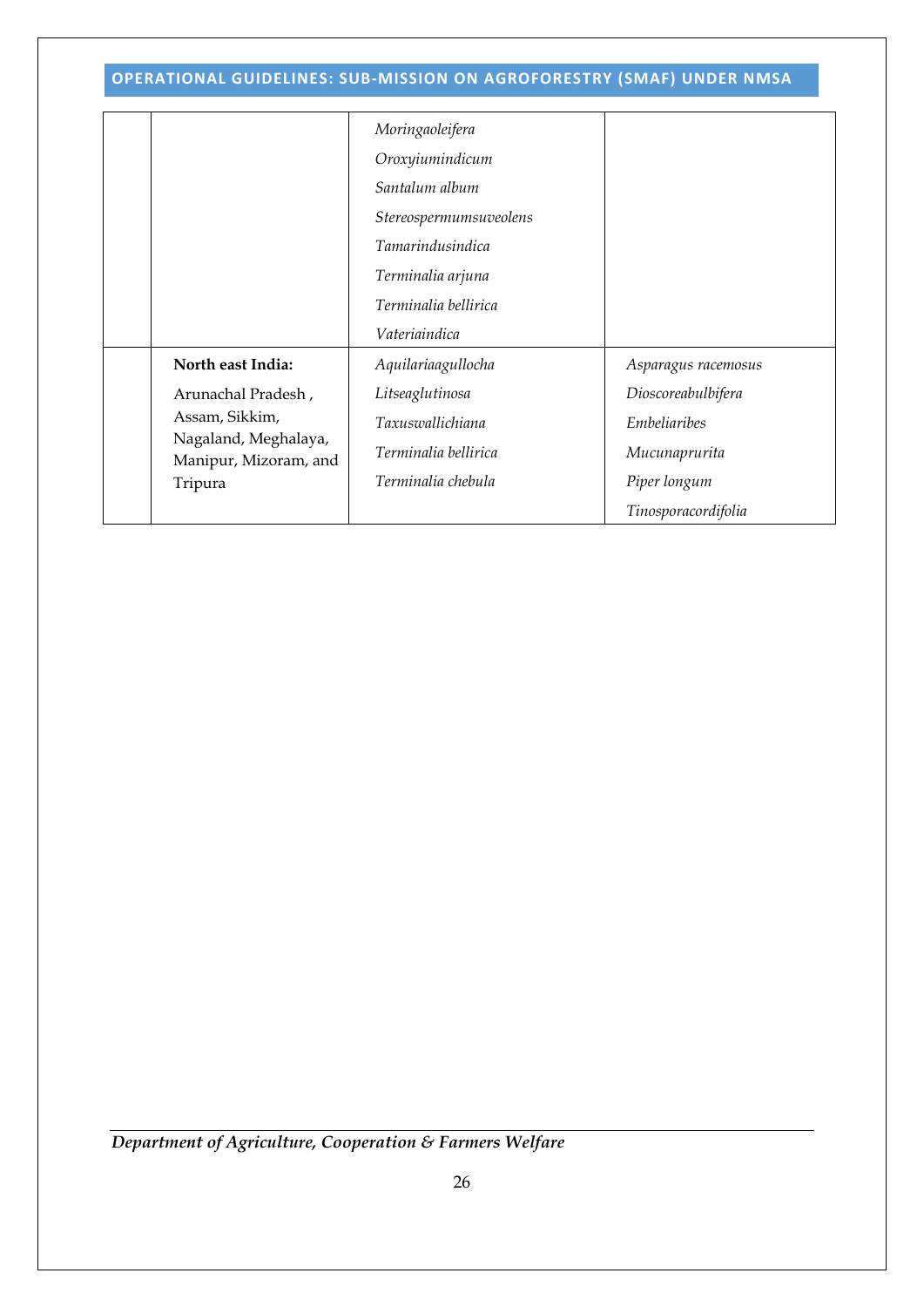| | | | |
|---|---|---|---|
| | | *Moringaoleifera*<br>*Oroxyiumindicum*<br>*Santalum album*<br>*Stereospermumsuveolens*<br>*Tamarindusindica*<br>*Terminalia arjuna*<br>*Terminalia bellirica*<br>*Vateriaindica* | |
| | **North east India:**<br>Arunachal Pradesh , Assam, Sikkim, Nagaland, Meghalaya, Manipur, Mizoram, and Tripura | *Aquilariaagullocha*<br>*Litseaglutinosa*<br>*Taxuswallichiana*<br>*Terminalia bellirica*<br>*Terminalia chebula* | *Asparagus racemosus*<br>*Dioscoreabulbifera*<br>*Embeliaribes*<br>*Mucunaprurita*<br>*Piper longum*<br>*Tinosporacordifolia* |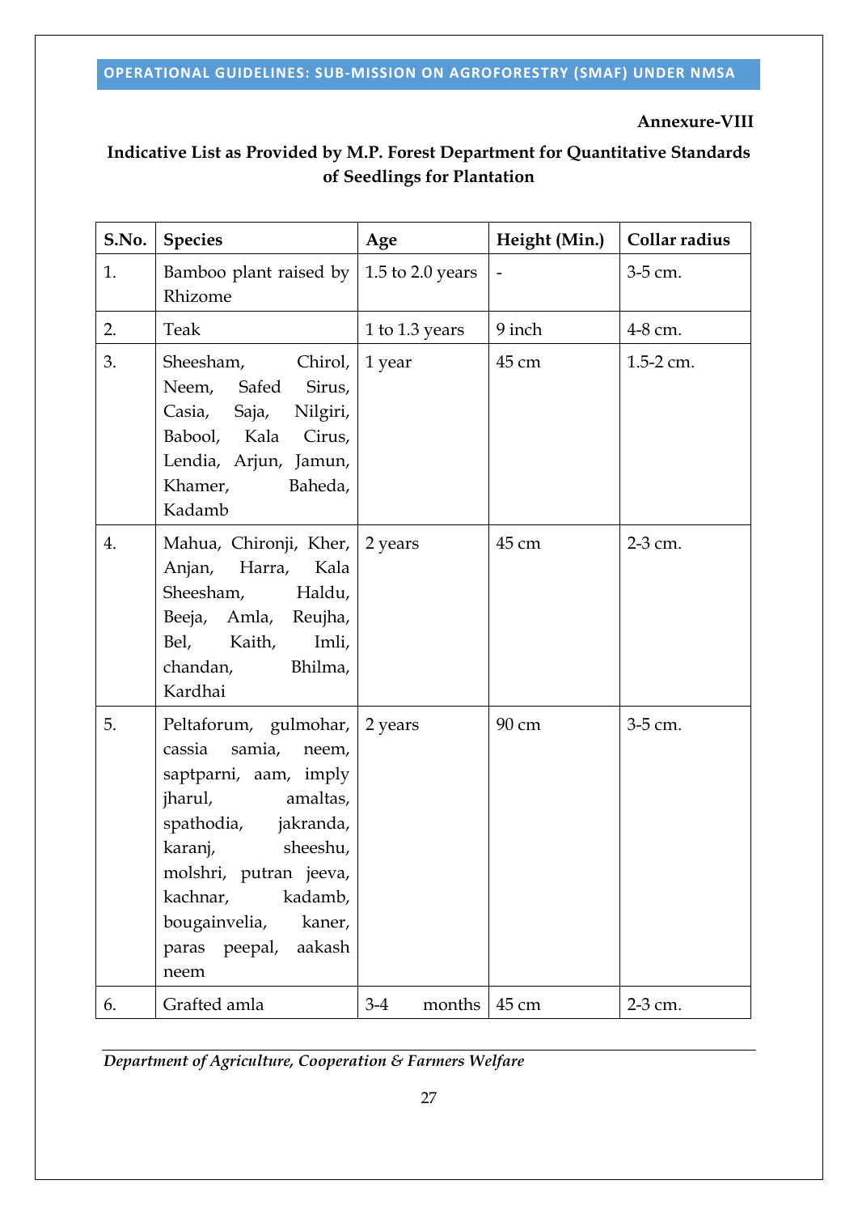**Annexure-VIII**

**Indicative List as Provided by M.P. Forest Department for Quantitative Standards of Seedlings for Plantation**

| S.No. | Species | Age | Height (Min.) | Collar radius |
|---|---|---|---|---|
| 1. | Bamboo plant raised by Rhizome | 1.5 to 2.0 years | - | 3-5 cm. |
| 2. | Teak | 1 to 1.3 years | 9 inch | 4-8 cm. |
| 3. | Sheesham, Chirol, Neem, Safed Sirus, Casia, Saja, Nilgiri, Babool, Kala Cirus, Lendia, Arjun, Jamun, Khamer, Baheda, Kadamb | 1 year | 45 cm | 1.5-2 cm. |
| 4. | Mahua, Chironji, Kher, Anjan, Harra, Kala Sheesham, Haldu, Beeja, Amla, Reujha, Bel, Kaith, Imli, chandan, Bhilma, Kardhai | 2 years | 45 cm | 2-3 cm. |
| 5. | Peltaforum, gulmohar, cassia samia, neem, saptparni, aam, imply jharul, amaltas, spathodia, jakranda, karanj, sheeshu, molshri, putran jeeva, kachnar, kadamb, bougainvelia, kaner, paras peepal, aakash neem | 2 years | 90 cm | 3-5 cm. |
| 6. | Grafted amla | 3-4 months | 45 cm | 2-3 cm. |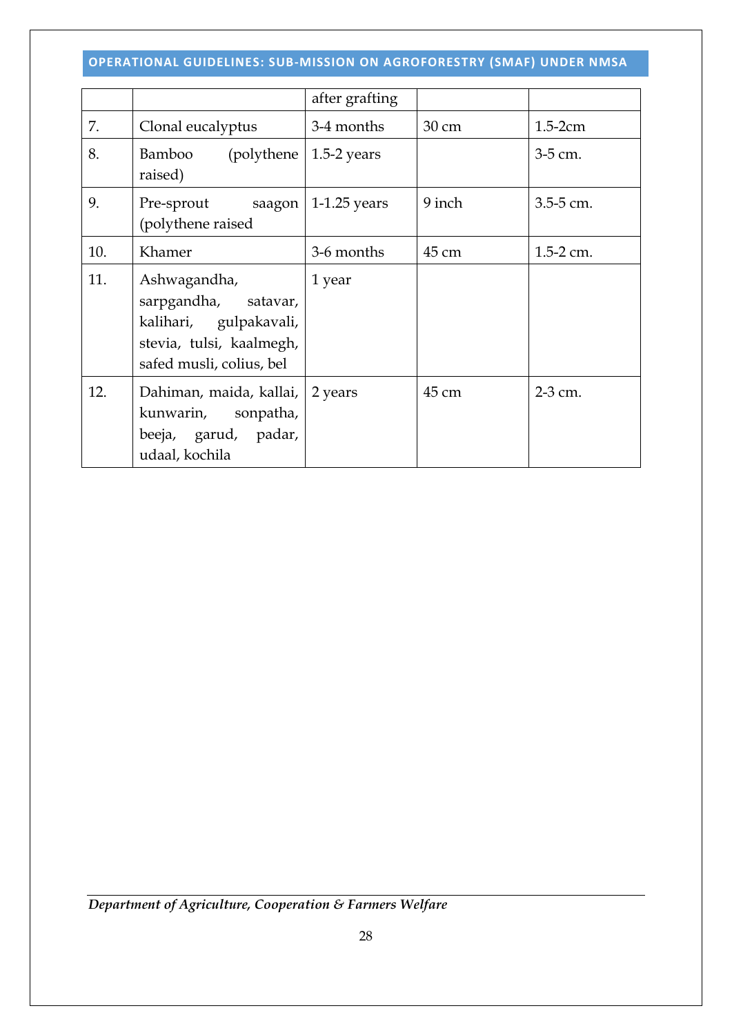| | | after grafting | | |
|---|---|---|---|---|
| 7. | Clonal eucalyptus | 3-4 months | 30 cm | 1.5-2cm |
| 8. | Bamboo (polythene raised) | 1.5-2 years | | 3-5 cm. |
| 9. | Pre-sprout saagon (polythene raised | 1-1.25 years | 9 inch | 3.5-5 cm. |
| 10. | Khamer | 3-6 months | 45 cm | 1.5-2 cm. |
| 11. | Ashwagandha, sarpgandha, satavar, kalihari, gulpakavali, stevia, tulsi, kaalmegh, safed musli, colius, bel | 1 year | | |
| 12. | Dahiman, maida, kallai, kunwarin, sonpatha, beeja, garud, padar, udaal, kochila | 2 years | 45 cm | 2-3 cm. |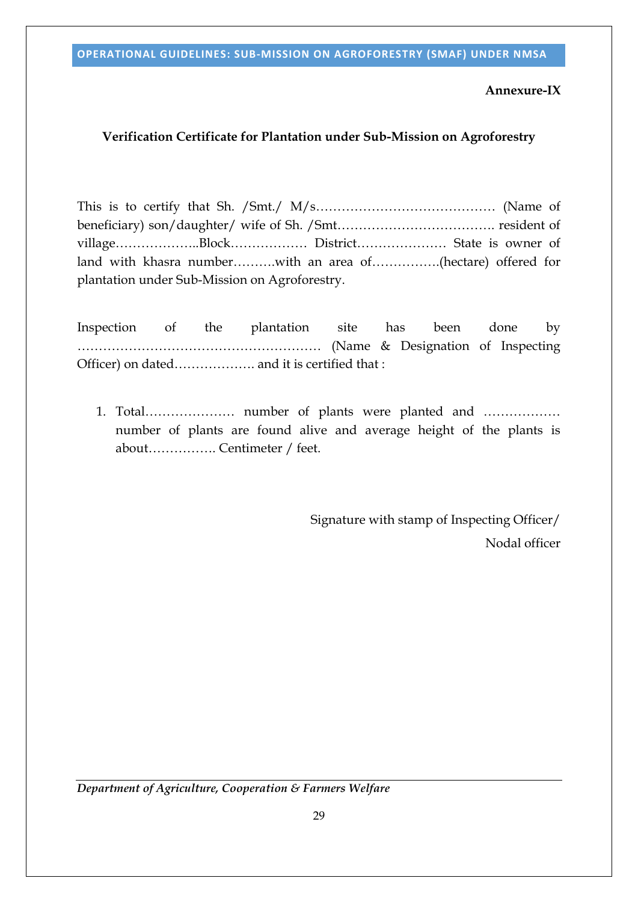**Annexure-IX**

**Verification Certificate for Plantation under Sub-Mission on Agroforestry**

This is to certify that Sh. /Smt./ M/s…………………………………… (Name of beneficiary) son/daughter/ wife of Sh. /Smt………………………………. resident of village………………..Block……………… District………………… State is owner of land with khasra number……….with an area of…………….(hectare) offered for plantation under Sub-Mission on Agroforestry.

Inspection of the plantation site has been done by ………………………………………………… (Name & Designation of Inspecting Officer) on dated………………. and it is certified that :

1. Total………………… number of plants were planted and …………….. number of plants are found alive and average height of the plants is about……………. Centimeter / feet.

Signature with stamp of Inspecting Officer/

Nodal officer